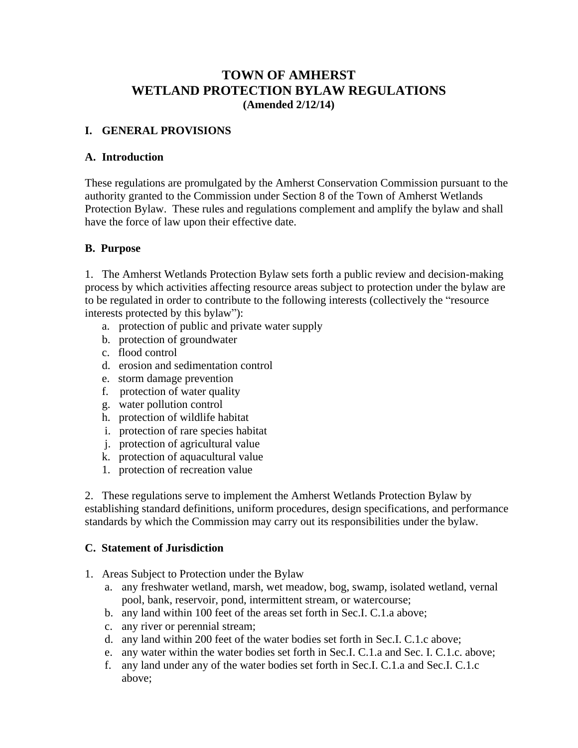# TOWN OF AMHERST
# WETLAND PROTECTION BYLAW REGULATIONS
**(Amended 2/12/14)**

## I. GENERAL PROVISIONS

### A. Introduction

These regulations are promulgated by the Amherst Conservation Commission pursuant to the authority granted to the Commission under Section 8 of the Town of Amherst Wetlands Protection Bylaw. These rules and regulations complement and amplify the bylaw and shall have the force of law upon their effective date.

### B. Purpose

1. The Amherst Wetlands Protection Bylaw sets forth a public review and decision-making process by which activities affecting resource areas subject to protection under the bylaw are to be regulated in order to contribute to the following interests (collectively the "resource interests protected by this bylaw"):
    a. protection of public and private water supply
    b. protection of groundwater
    c. flood control
    d. erosion and sedimentation control
    e. storm damage prevention
    f. protection of water quality
    g. water pollution control
    h. protection of wildlife habitat
    i. protection of rare species habitat
    j. protection of agricultural value
    k. protection of aquacultural value
    1. protection of recreation value

2. These regulations serve to implement the Amherst Wetlands Protection Bylaw by establishing standard definitions, uniform procedures, design specifications, and performance standards by which the Commission may carry out its responsibilities under the bylaw.

### C. Statement of Jurisdiction

1. Areas Subject to Protection under the Bylaw
    a. any freshwater wetland, marsh, wet meadow, bog, swamp, isolated wetland, vernal pool, bank, reservoir, pond, intermittent stream, or watercourse;
    b. any land within 100 feet of the areas set forth in Sec.I. C.1.a above;
    c. any river or perennial stream;
    d. any land within 200 feet of the water bodies set forth in Sec.I. C.1.c above;
    e. any water within the water bodies set forth in Sec.I. C.1.a and Sec. I. C.1.c. above;
    f. any land under any of the water bodies set forth in Sec.I. C.1.a and Sec.I. C.1.c above;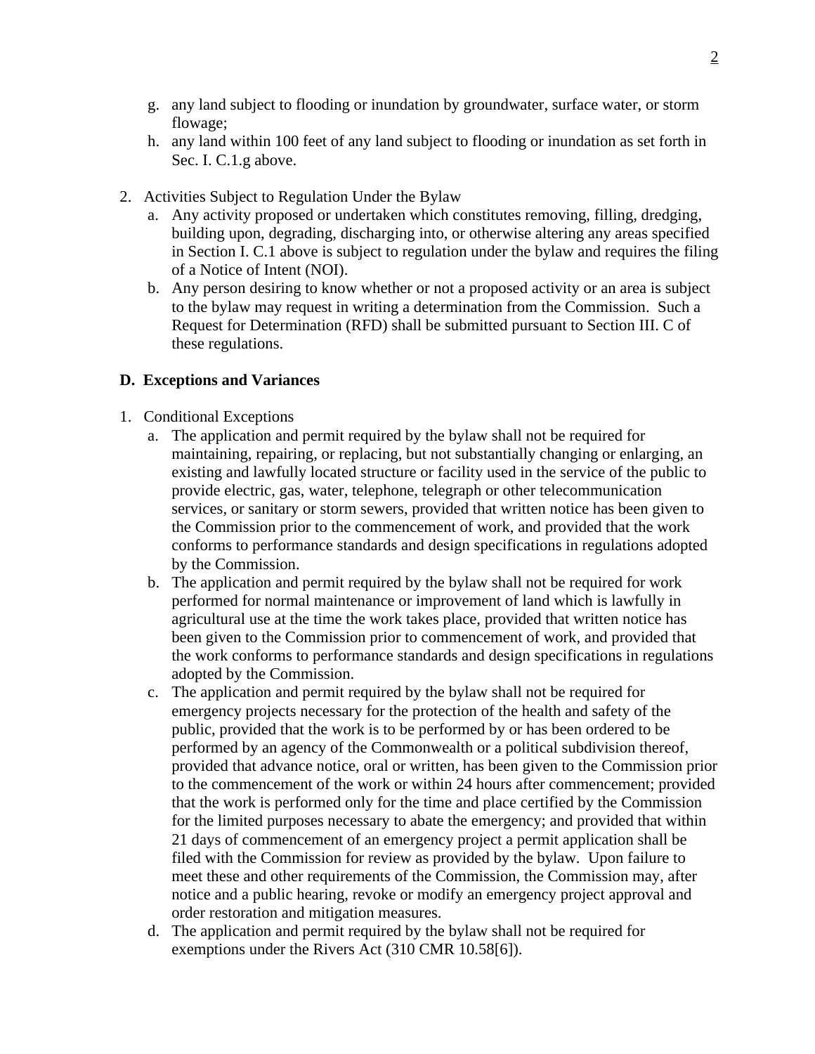g. any land subject to flooding or inundation by groundwater, surface water, or storm flowage;
h. any land within 100 feet of any land subject to flooding or inundation as set forth in Sec. I. C.1.g above.

2. Activities Subject to Regulation Under the Bylaw
   a. Any activity proposed or undertaken which constitutes removing, filling, dredging, building upon, degrading, discharging into, or otherwise altering any areas specified in Section I. C.1 above is subject to regulation under the bylaw and requires the filing of a Notice of Intent (NOI).
   b. Any person desiring to know whether or not a proposed activity or an area is subject to the bylaw may request in writing a determination from the Commission. Such a Request for Determination (RFD) shall be submitted pursuant to Section III. C of these regulations.

**D. Exceptions and Variances**

1. Conditional Exceptions
   a. The application and permit required by the bylaw shall not be required for maintaining, repairing, or replacing, but not substantially changing or enlarging, an existing and lawfully located structure or facility used in the service of the public to provide electric, gas, water, telephone, telegraph or other telecommunication services, or sanitary or storm sewers, provided that written notice has been given to the Commission prior to the commencement of work, and provided that the work conforms to performance standards and design specifications in regulations adopted by the Commission.
   b. The application and permit required by the bylaw shall not be required for work performed for normal maintenance or improvement of land which is lawfully in agricultural use at the time the work takes place, provided that written notice has been given to the Commission prior to commencement of work, and provided that the work conforms to performance standards and design specifications in regulations adopted by the Commission.
   c. The application and permit required by the bylaw shall not be required for emergency projects necessary for the protection of the health and safety of the public, provided that the work is to be performed by or has been ordered to be performed by an agency of the Commonwealth or a political subdivision thereof, provided that advance notice, oral or written, has been given to the Commission prior to the commencement of the work or within 24 hours after commencement; provided that the work is performed only for the time and place certified by the Commission for the limited purposes necessary to abate the emergency; and provided that within 21 days of commencement of an emergency project a permit application shall be filed with the Commission for review as provided by the bylaw. Upon failure to meet these and other requirements of the Commission, the Commission may, after notice and a public hearing, revoke or modify an emergency project approval and order restoration and mitigation measures.
   d. The application and permit required by the bylaw shall not be required for exemptions under the Rivers Act (310 CMR 10.58[6]).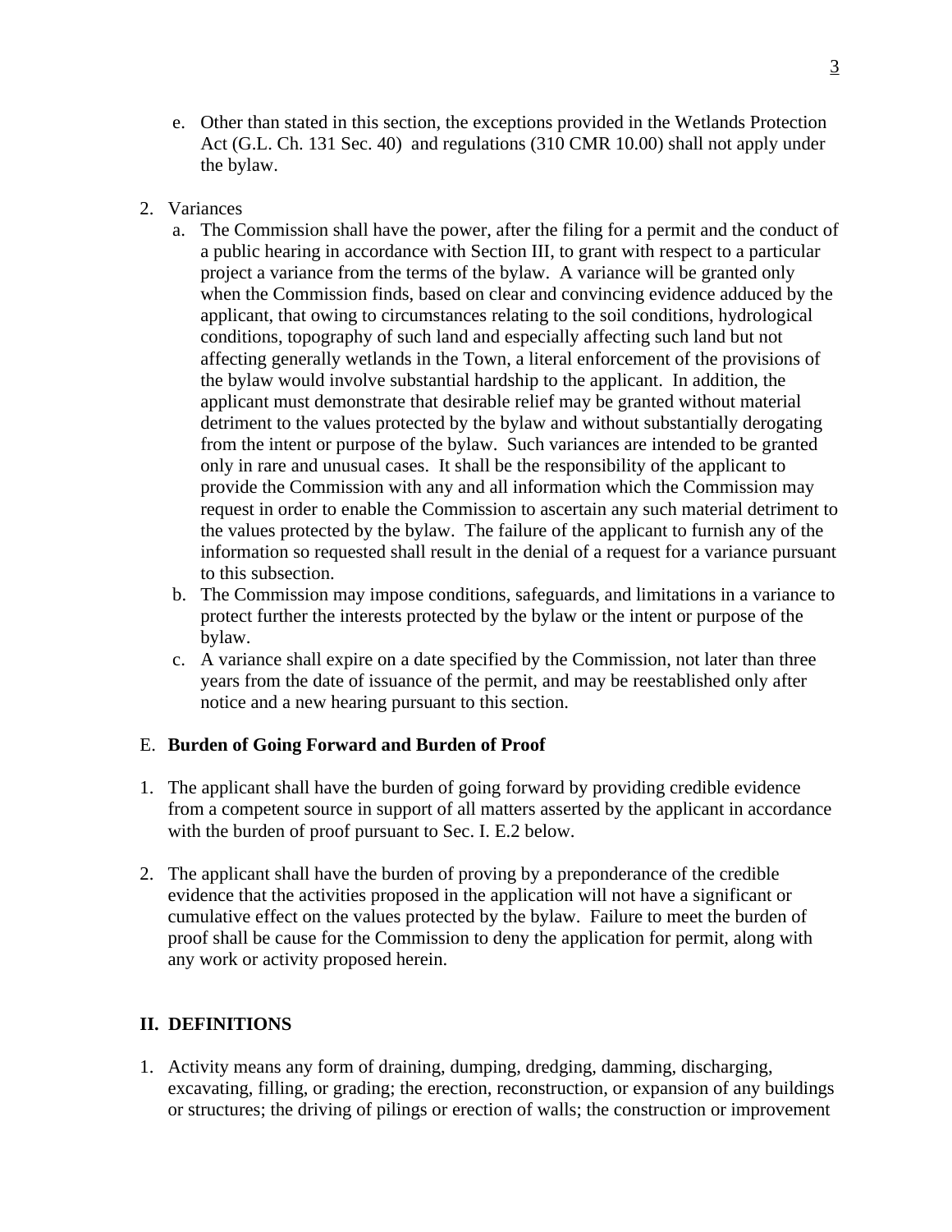e. Other than stated in this section, the exceptions provided in the Wetlands Protection Act (G.L. Ch. 131 Sec. 40) and regulations (310 CMR 10.00) shall not apply under the bylaw.

2. Variances
   a. The Commission shall have the power, after the filing for a permit and the conduct of a public hearing in accordance with Section III, to grant with respect to a particular project a variance from the terms of the bylaw. A variance will be granted only when the Commission finds, based on clear and convincing evidence adduced by the applicant, that owing to circumstances relating to the soil conditions, hydrological conditions, topography of such land and especially affecting such land but not affecting generally wetlands in the Town, a literal enforcement of the provisions of the bylaw would involve substantial hardship to the applicant. In addition, the applicant must demonstrate that desirable relief may be granted without material detriment to the values protected by the bylaw and without substantially derogating from the intent or purpose of the bylaw. Such variances are intended to be granted only in rare and unusual cases. It shall be the responsibility of the applicant to provide the Commission with any and all information which the Commission may request in order to enable the Commission to ascertain any such material detriment to the values protected by the bylaw. The failure of the applicant to furnish any of the information so requested shall result in the denial of a request for a variance pursuant to this subsection.
   b. The Commission may impose conditions, safeguards, and limitations in a variance to protect further the interests protected by the bylaw or the intent or purpose of the bylaw.
   c. A variance shall expire on a date specified by the Commission, not later than three years from the date of issuance of the permit, and may be reestablished only after notice and a new hearing pursuant to this section.

E. **Burden of Going Forward and Burden of Proof**

1. The applicant shall have the burden of going forward by providing credible evidence from a competent source in support of all matters asserted by the applicant in accordance with the burden of proof pursuant to Sec. I. E.2 below.

2. The applicant shall have the burden of proving by a preponderance of the credible evidence that the activities proposed in the application will not have a significant or cumulative effect on the values protected by the bylaw. Failure to meet the burden of proof shall be cause for the Commission to deny the application for permit, along with any work or activity proposed herein.

## II. DEFINITIONS

1. Activity means any form of draining, dumping, dredging, damming, discharging, excavating, filling, or grading; the erection, reconstruction, or expansion of any buildings or structures; the driving of pilings or erection of walls; the construction or improvement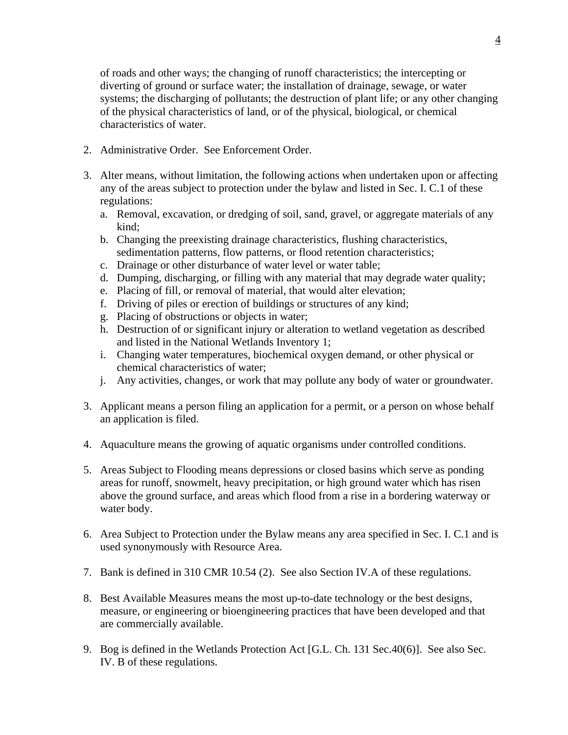of roads and other ways; the changing of runoff characteristics; the intercepting or diverting of ground or surface water; the installation of drainage, sewage, or water systems; the discharging of pollutants; the destruction of plant life; or any other changing of the physical characteristics of land, or of the physical, biological, or chemical characteristics of water.

2. Administrative Order. See Enforcement Order.

3. Alter means, without limitation, the following actions when undertaken upon or affecting any of the areas subject to protection under the bylaw and listed in Sec. I. C.1 of these regulations:
   a. Removal, excavation, or dredging of soil, sand, gravel, or aggregate materials of any kind;
   b. Changing the preexisting drainage characteristics, flushing characteristics, sedimentation patterns, flow patterns, or flood retention characteristics;
   c. Drainage or other disturbance of water level or water table;
   d. Dumping, discharging, or filling with any material that may degrade water quality;
   e. Placing of fill, or removal of material, that would alter elevation;
   f. Driving of piles or erection of buildings or structures of any kind;
   g. Placing of obstructions or objects in water;
   h. Destruction of or significant injury or alteration to wetland vegetation as described and listed in the National Wetlands Inventory 1;
   i. Changing water temperatures, biochemical oxygen demand, or other physical or chemical characteristics of water;
   j. Any activities, changes, or work that may pollute any body of water or groundwater.

3. Applicant means a person filing an application for a permit, or a person on whose behalf an application is filed.

4. Aquaculture means the growing of aquatic organisms under controlled conditions.

5. Areas Subject to Flooding means depressions or closed basins which serve as ponding areas for runoff, snowmelt, heavy precipitation, or high ground water which has risen above the ground surface, and areas which flood from a rise in a bordering waterway or water body.

6. Area Subject to Protection under the Bylaw means any area specified in Sec. I. C.1 and is used synonymously with Resource Area.

7. Bank is defined in 310 CMR 10.54 (2). See also Section IV.A of these regulations.

8. Best Available Measures means the most up-to-date technology or the best designs, measure, or engineering or bioengineering practices that have been developed and that are commercially available.

9. Bog is defined in the Wetlands Protection Act [G.L. Ch. 131 Sec.40(6)]. See also Sec. IV. B of these regulations.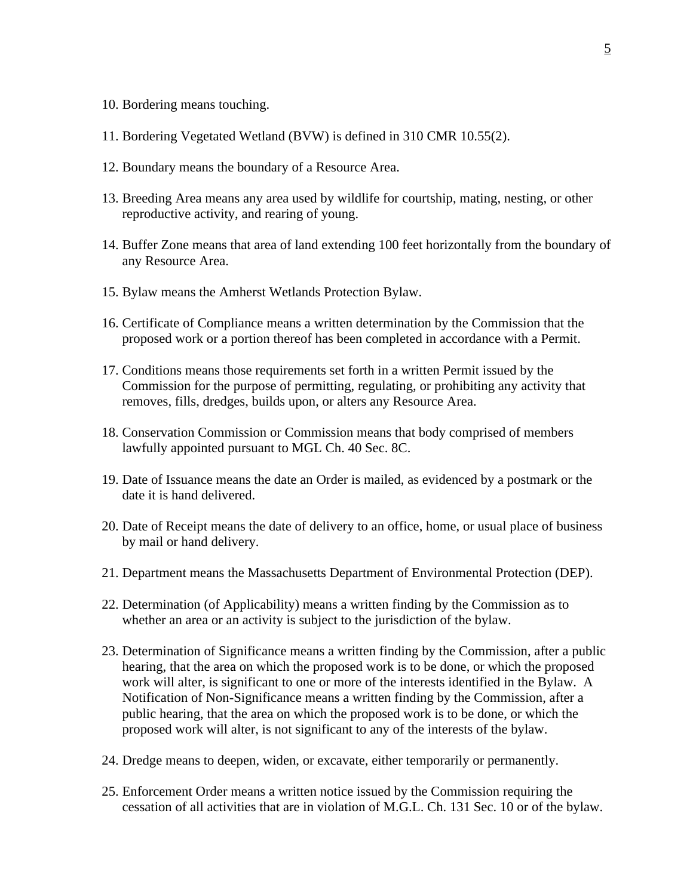10. Bordering means touching.

11. Bordering Vegetated Wetland (BVW) is defined in 310 CMR 10.55(2).

12. Boundary means the boundary of a Resource Area.

13. Breeding Area means any area used by wildlife for courtship, mating, nesting, or other reproductive activity, and rearing of young.

14. Buffer Zone means that area of land extending 100 feet horizontally from the boundary of any Resource Area.

15. Bylaw means the Amherst Wetlands Protection Bylaw.

16. Certificate of Compliance means a written determination by the Commission that the proposed work or a portion thereof has been completed in accordance with a Permit.

17. Conditions means those requirements set forth in a written Permit issued by the Commission for the purpose of permitting, regulating, or prohibiting any activity that removes, fills, dredges, builds upon, or alters any Resource Area.

18. Conservation Commission or Commission means that body comprised of members lawfully appointed pursuant to MGL Ch. 40 Sec. 8C.

19. Date of Issuance means the date an Order is mailed, as evidenced by a postmark or the date it is hand delivered.

20. Date of Receipt means the date of delivery to an office, home, or usual place of business by mail or hand delivery.

21. Department means the Massachusetts Department of Environmental Protection (DEP).

22. Determination (of Applicability) means a written finding by the Commission as to whether an area or an activity is subject to the jurisdiction of the bylaw.

23. Determination of Significance means a written finding by the Commission, after a public hearing, that the area on which the proposed work is to be done, or which the proposed work will alter, is significant to one or more of the interests identified in the Bylaw. A Notification of Non-Significance means a written finding by the Commission, after a public hearing, that the area on which the proposed work is to be done, or which the proposed work will alter, is not significant to any of the interests of the bylaw.

24. Dredge means to deepen, widen, or excavate, either temporarily or permanently.

25. Enforcement Order means a written notice issued by the Commission requiring the cessation of all activities that are in violation of M.G.L. Ch. 131 Sec. 10 or of the bylaw.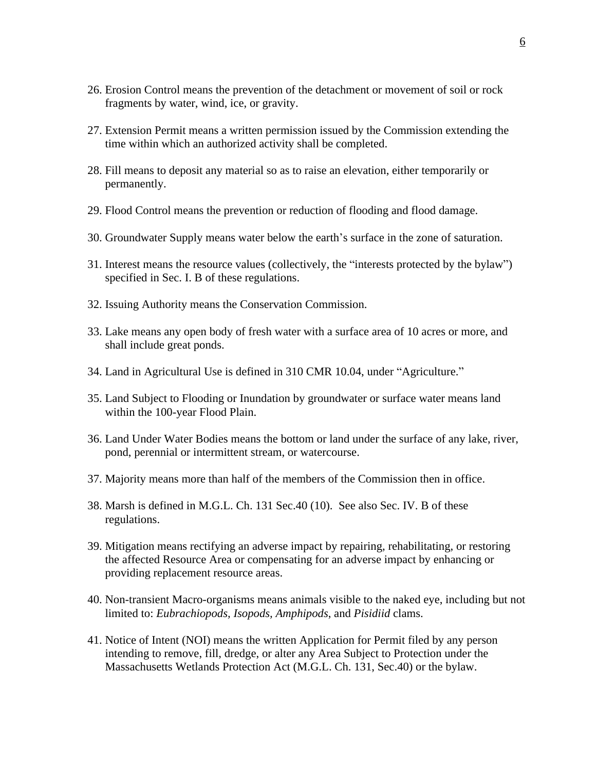26. Erosion Control means the prevention of the detachment or movement of soil or rock fragments by water, wind, ice, or gravity.

27. Extension Permit means a written permission issued by the Commission extending the time within which an authorized activity shall be completed.

28. Fill means to deposit any material so as to raise an elevation, either temporarily or permanently.

29. Flood Control means the prevention or reduction of flooding and flood damage.

30. Groundwater Supply means water below the earth's surface in the zone of saturation.

31. Interest means the resource values (collectively, the "interests protected by the bylaw") specified in Sec. I. B of these regulations.

32. Issuing Authority means the Conservation Commission.

33. Lake means any open body of fresh water with a surface area of 10 acres or more, and shall include great ponds.

34. Land in Agricultural Use is defined in 310 CMR 10.04, under "Agriculture."

35. Land Subject to Flooding or Inundation by groundwater or surface water means land within the 100-year Flood Plain.

36. Land Under Water Bodies means the bottom or land under the surface of any lake, river, pond, perennial or intermittent stream, or watercourse.

37. Majority means more than half of the members of the Commission then in office.

38. Marsh is defined in M.G.L. Ch. 131 Sec.40 (10). See also Sec. IV. B of these regulations.

39. Mitigation means rectifying an adverse impact by repairing, rehabilitating, or restoring the affected Resource Area or compensating for an adverse impact by enhancing or providing replacement resource areas.

40. Non-transient Macro-organisms means animals visible to the naked eye, including but not limited to: *Eubrachiopods, Isopods, Amphipods*, and *Pisidiid* clams.

41. Notice of Intent (NOI) means the written Application for Permit filed by any person intending to remove, fill, dredge, or alter any Area Subject to Protection under the Massachusetts Wetlands Protection Act (M.G.L. Ch. 131, Sec.40) or the bylaw.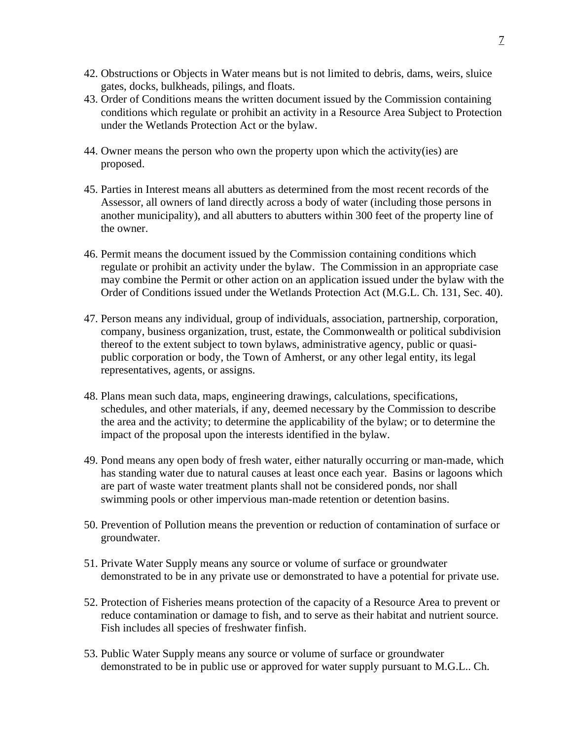42. Obstructions or Objects in Water means but is not limited to debris, dams, weirs, sluice gates, docks, bulkheads, pilings, and floats.
43. Order of Conditions means the written document issued by the Commission containing conditions which regulate or prohibit an activity in a Resource Area Subject to Protection under the Wetlands Protection Act or the bylaw.

44. Owner means the person who own the property upon which the activity(ies) are proposed.

45. Parties in Interest means all abutters as determined from the most recent records of the Assessor, all owners of land directly across a body of water (including those persons in another municipality), and all abutters to abutters within 300 feet of the property line of the owner.

46. Permit means the document issued by the Commission containing conditions which regulate or prohibit an activity under the bylaw. The Commission in an appropriate case may combine the Permit or other action on an application issued under the bylaw with the Order of Conditions issued under the Wetlands Protection Act (M.G.L. Ch. 131, Sec. 40).

47. Person means any individual, group of individuals, association, partnership, corporation, company, business organization, trust, estate, the Commonwealth or political subdivision thereof to the extent subject to town bylaws, administrative agency, public or quasi-public corporation or body, the Town of Amherst, or any other legal entity, its legal representatives, agents, or assigns.

48. Plans mean such data, maps, engineering drawings, calculations, specifications, schedules, and other materials, if any, deemed necessary by the Commission to describe the area and the activity; to determine the applicability of the bylaw; or to determine the impact of the proposal upon the interests identified in the bylaw.

49. Pond means any open body of fresh water, either naturally occurring or man-made, which has standing water due to natural causes at least once each year. Basins or lagoons which are part of waste water treatment plants shall not be considered ponds, nor shall swimming pools or other impervious man-made retention or detention basins.

50. Prevention of Pollution means the prevention or reduction of contamination of surface or groundwater.

51. Private Water Supply means any source or volume of surface or groundwater demonstrated to be in any private use or demonstrated to have a potential for private use.

52. Protection of Fisheries means protection of the capacity of a Resource Area to prevent or reduce contamination or damage to fish, and to serve as their habitat and nutrient source. Fish includes all species of freshwater finfish.

53. Public Water Supply means any source or volume of surface or groundwater demonstrated to be in public use or approved for water supply pursuant to M.G.L.. Ch.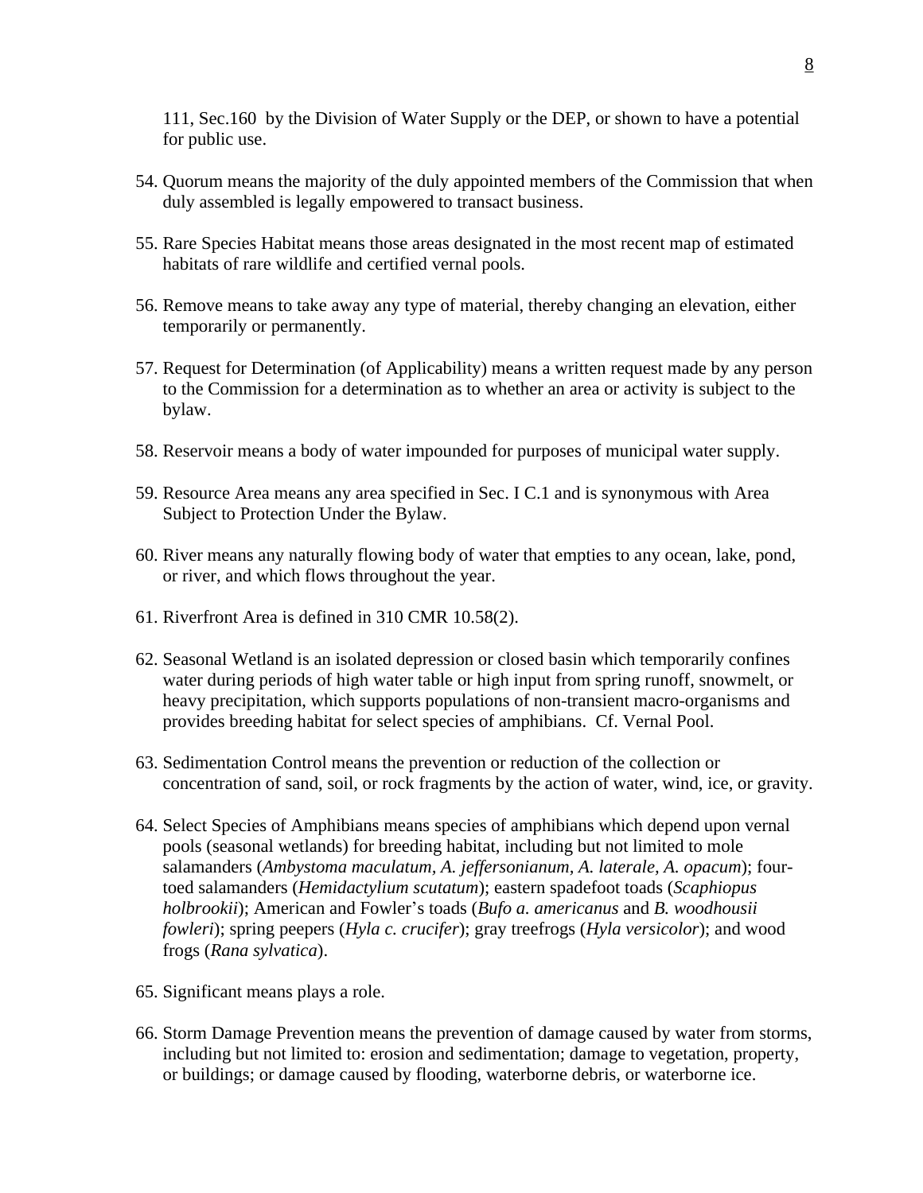111, Sec.160 by the Division of Water Supply or the DEP, or shown to have a potential for public use.

54. Quorum means the majority of the duly appointed members of the Commission that when duly assembled is legally empowered to transact business.

55. Rare Species Habitat means those areas designated in the most recent map of estimated habitats of rare wildlife and certified vernal pools.

56. Remove means to take away any type of material, thereby changing an elevation, either temporarily or permanently.

57. Request for Determination (of Applicability) means a written request made by any person to the Commission for a determination as to whether an area or activity is subject to the bylaw.

58. Reservoir means a body of water impounded for purposes of municipal water supply.

59. Resource Area means any area specified in Sec. I C.1 and is synonymous with Area Subject to Protection Under the Bylaw.

60. River means any naturally flowing body of water that empties to any ocean, lake, pond, or river, and which flows throughout the year.

61. Riverfront Area is defined in 310 CMR 10.58(2).

62. Seasonal Wetland is an isolated depression or closed basin which temporarily confines water during periods of high water table or high input from spring runoff, snowmelt, or heavy precipitation, which supports populations of non-transient macro-organisms and provides breeding habitat for select species of amphibians. Cf. Vernal Pool.

63. Sedimentation Control means the prevention or reduction of the collection or concentration of sand, soil, or rock fragments by the action of water, wind, ice, or gravity.

64. Select Species of Amphibians means species of amphibians which depend upon vernal pools (seasonal wetlands) for breeding habitat, including but not limited to mole salamanders (*Ambystoma maculatum, A. jeffersonianum, A. laterale, A. opacum*); four-toed salamanders (*Hemidactylium scutatum*); eastern spadefoot toads (*Scaphiopus holbrookii*); American and Fowler's toads (*Bufo a. americanus* and *B. woodhousii fowleri*); spring peepers (*Hyla c. crucifer*); gray treefrogs (*Hyla versicolor*); and wood frogs (*Rana sylvatica*).

65. Significant means plays a role.

66. Storm Damage Prevention means the prevention of damage caused by water from storms, including but not limited to: erosion and sedimentation; damage to vegetation, property, or buildings; or damage caused by flooding, waterborne debris, or waterborne ice.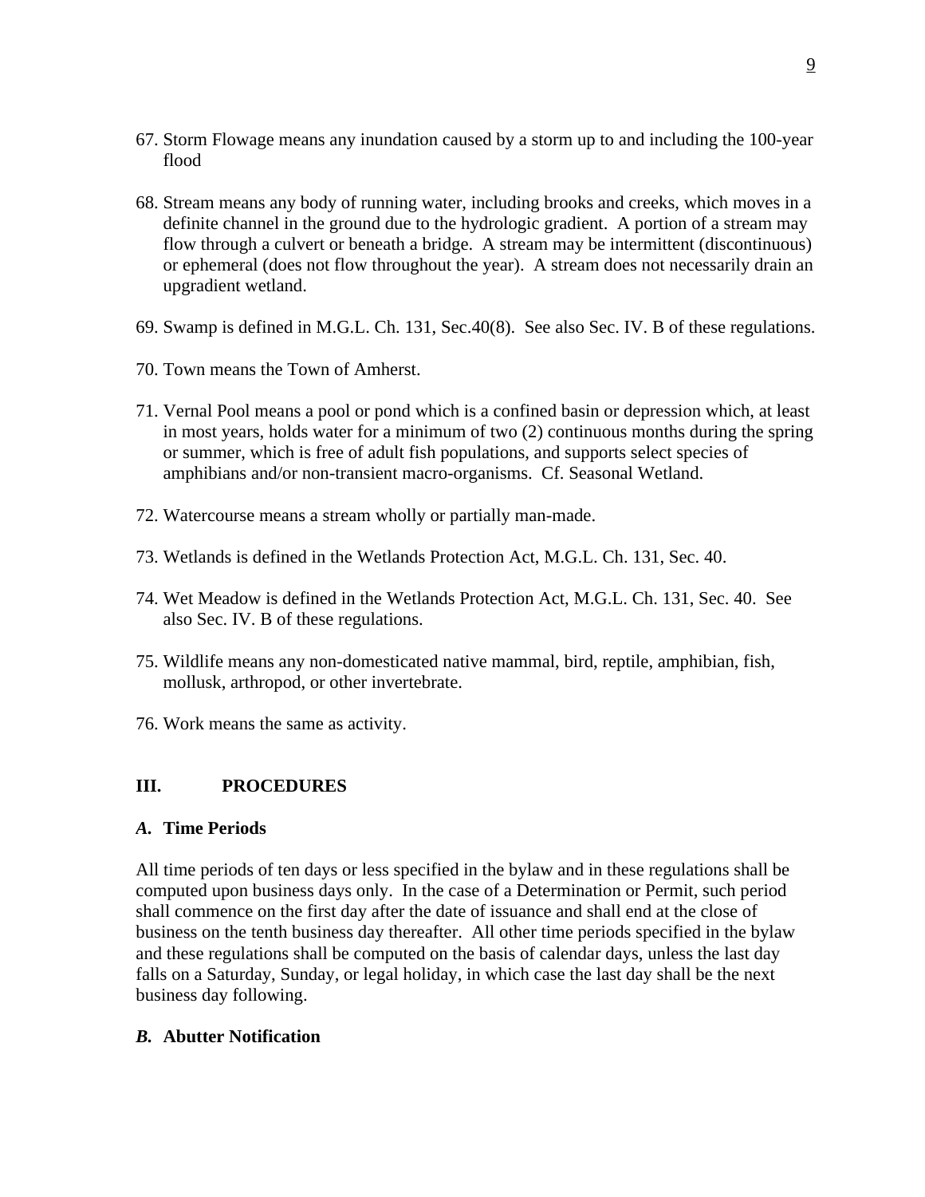67. Storm Flowage means any inundation caused by a storm up to and including the 100-year flood

68. Stream means any body of running water, including brooks and creeks, which moves in a definite channel in the ground due to the hydrologic gradient. A portion of a stream may flow through a culvert or beneath a bridge. A stream may be intermittent (discontinuous) or ephemeral (does not flow throughout the year). A stream does not necessarily drain an upgradient wetland.

69. Swamp is defined in M.G.L. Ch. 131, Sec.40(8). See also Sec. IV. B of these regulations.

70. Town means the Town of Amherst.

71. Vernal Pool means a pool or pond which is a confined basin or depression which, at least in most years, holds water for a minimum of two (2) continuous months during the spring or summer, which is free of adult fish populations, and supports select species of amphibians and/or non-transient macro-organisms. Cf. Seasonal Wetland.

72. Watercourse means a stream wholly or partially man-made.

73. Wetlands is defined in the Wetlands Protection Act, M.G.L. Ch. 131, Sec. 40.

74. Wet Meadow is defined in the Wetlands Protection Act, M.G.L. Ch. 131, Sec. 40. See also Sec. IV. B of these regulations.

75. Wildlife means any non-domesticated native mammal, bird, reptile, amphibian, fish, mollusk, arthropod, or other invertebrate.

76. Work means the same as activity.

## III. PROCEDURES

### *A.* Time Periods

All time periods of ten days or less specified in the bylaw and in these regulations shall be computed upon business days only. In the case of a Determination or Permit, such period shall commence on the first day after the date of issuance and shall end at the close of business on the tenth business day thereafter. All other time periods specified in the bylaw and these regulations shall be computed on the basis of calendar days, unless the last day falls on a Saturday, Sunday, or legal holiday, in which case the last day shall be the next business day following.

### *B.* Abutter Notification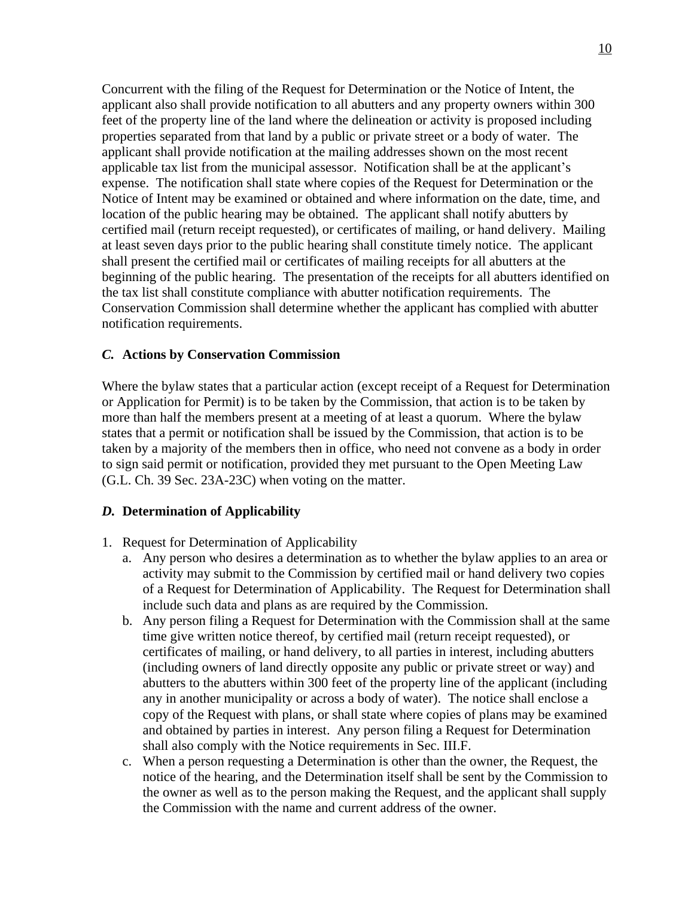Concurrent with the filing of the Request for Determination or the Notice of Intent, the applicant also shall provide notification to all abutters and any property owners within 300 feet of the property line of the land where the delineation or activity is proposed including properties separated from that land by a public or private street or a body of water. The applicant shall provide notification at the mailing addresses shown on the most recent applicable tax list from the municipal assessor. Notification shall be at the applicant's expense. The notification shall state where copies of the Request for Determination or the Notice of Intent may be examined or obtained and where information on the date, time, and location of the public hearing may be obtained. The applicant shall notify abutters by certified mail (return receipt requested), or certificates of mailing, or hand delivery. Mailing at least seven days prior to the public hearing shall constitute timely notice. The applicant shall present the certified mail or certificates of mailing receipts for all abutters at the beginning of the public hearing. The presentation of the receipts for all abutters identified on the tax list shall constitute compliance with abutter notification requirements. The Conservation Commission shall determine whether the applicant has complied with abutter notification requirements.

### ***C.*** **Actions by Conservation Commission**

Where the bylaw states that a particular action (except receipt of a Request for Determination or Application for Permit) is to be taken by the Commission, that action is to be taken by more than half the members present at a meeting of at least a quorum. Where the bylaw states that a permit or notification shall be issued by the Commission, that action is to be taken by a majority of the members then in office, who need not convene as a body in order to sign said permit or notification, provided they met pursuant to the Open Meeting Law (G.L. Ch. 39 Sec. 23A-23C) when voting on the matter.

### ***D.*** **Determination of Applicability**

1. Request for Determination of Applicability
   a. Any person who desires a determination as to whether the bylaw applies to an area or activity may submit to the Commission by certified mail or hand delivery two copies of a Request for Determination of Applicability. The Request for Determination shall include such data and plans as are required by the Commission.
   b. Any person filing a Request for Determination with the Commission shall at the same time give written notice thereof, by certified mail (return receipt requested), or certificates of mailing, or hand delivery, to all parties in interest, including abutters (including owners of land directly opposite any public or private street or way) and abutters to the abutters within 300 feet of the property line of the applicant (including any in another municipality or across a body of water). The notice shall enclose a copy of the Request with plans, or shall state where copies of plans may be examined and obtained by parties in interest. Any person filing a Request for Determination shall also comply with the Notice requirements in Sec. III.F.
   c. When a person requesting a Determination is other than the owner, the Request, the notice of the hearing, and the Determination itself shall be sent by the Commission to the owner as well as to the person making the Request, and the applicant shall supply the Commission with the name and current address of the owner.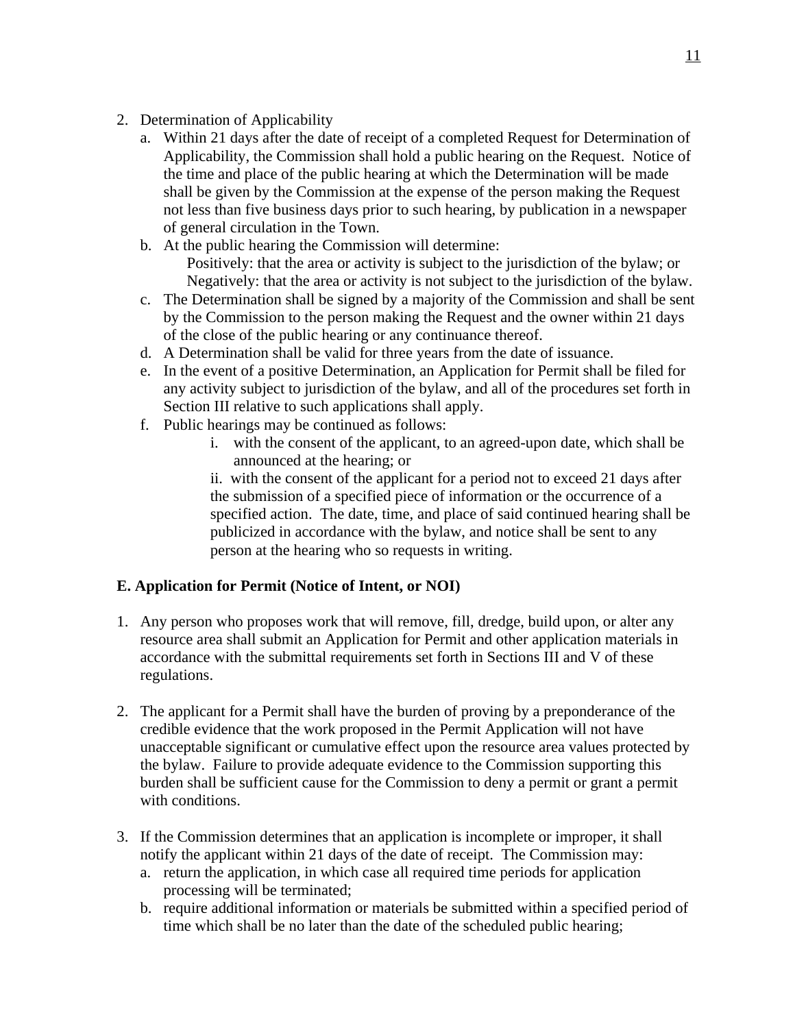2. Determination of Applicability
   a. Within 21 days after the date of receipt of a completed Request for Determination of Applicability, the Commission shall hold a public hearing on the Request. Notice of the time and place of the public hearing at which the Determination will be made shall be given by the Commission at the expense of the person making the Request not less than five business days prior to such hearing, by publication in a newspaper of general circulation in the Town.
   b. At the public hearing the Commission will determine:
      Positively: that the area or activity is subject to the jurisdiction of the bylaw; or
      Negatively: that the area or activity is not subject to the jurisdiction of the bylaw.
   c. The Determination shall be signed by a majority of the Commission and shall be sent by the Commission to the person making the Request and the owner within 21 days of the close of the public hearing or any continuance thereof.
   d. A Determination shall be valid for three years from the date of issuance.
   e. In the event of a positive Determination, an Application for Permit shall be filed for any activity subject to jurisdiction of the bylaw, and all of the procedures set forth in Section III relative to such applications shall apply.
   f. Public hearings may be continued as follows:
      i. with the consent of the applicant, to an agreed-upon date, which shall be announced at the hearing; or
      ii. with the consent of the applicant for a period not to exceed 21 days after the submission of a specified piece of information or the occurrence of a specified action. The date, time, and place of said continued hearing shall be publicized in accordance with the bylaw, and notice shall be sent to any person at the hearing who so requests in writing.

**E. Application for Permit (Notice of Intent, or NOI)**

1. Any person who proposes work that will remove, fill, dredge, build upon, or alter any resource area shall submit an Application for Permit and other application materials in accordance with the submittal requirements set forth in Sections III and V of these regulations.

2. The applicant for a Permit shall have the burden of proving by a preponderance of the credible evidence that the work proposed in the Permit Application will not have unacceptable significant or cumulative effect upon the resource area values protected by the bylaw. Failure to provide adequate evidence to the Commission supporting this burden shall be sufficient cause for the Commission to deny a permit or grant a permit with conditions.

3. If the Commission determines that an application is incomplete or improper, it shall notify the applicant within 21 days of the date of receipt. The Commission may:
   a. return the application, in which case all required time periods for application processing will be terminated;
   b. require additional information or materials be submitted within a specified period of time which shall be no later than the date of the scheduled public hearing;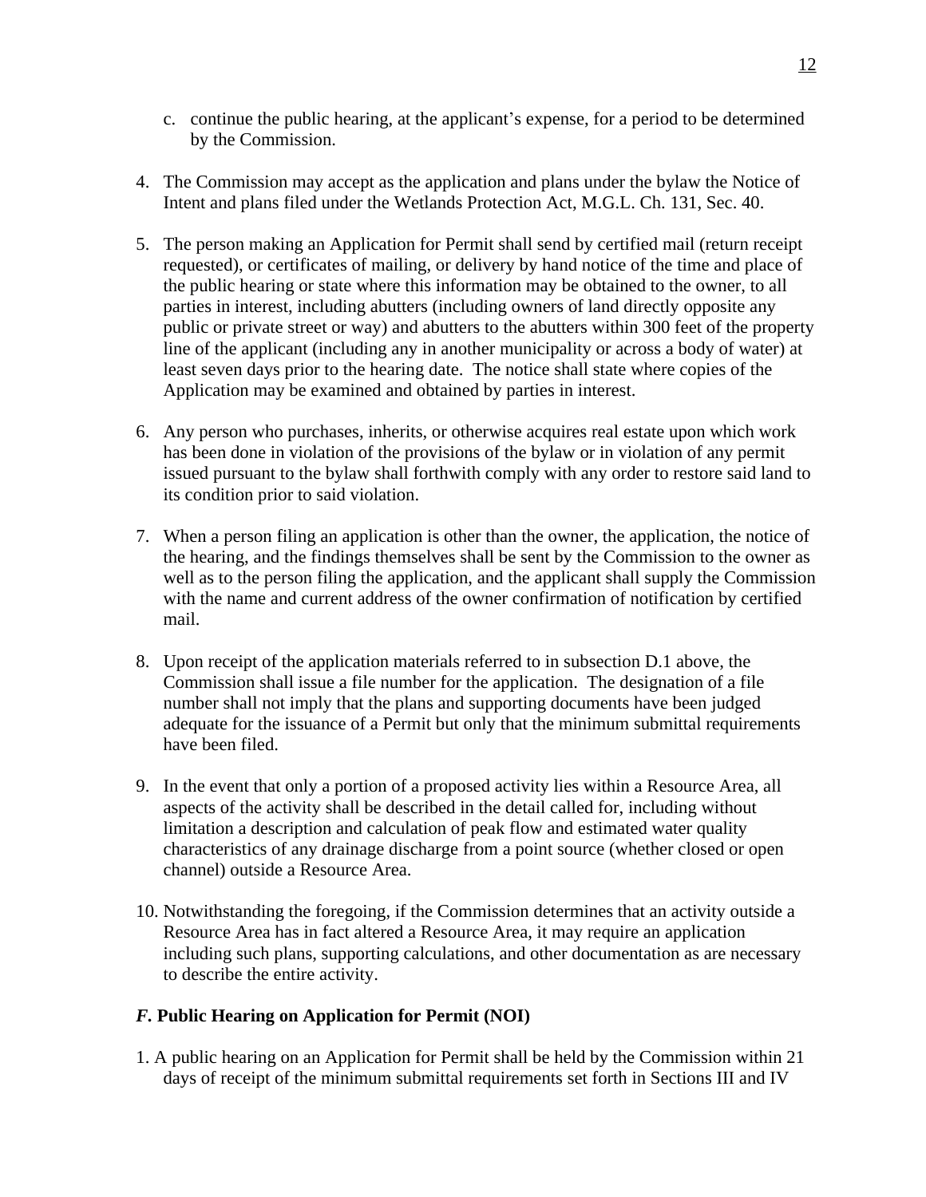c. continue the public hearing, at the applicant's expense, for a period to be determined by the Commission.

4. The Commission may accept as the application and plans under the bylaw the Notice of Intent and plans filed under the Wetlands Protection Act, M.G.L. Ch. 131, Sec. 40.

5. The person making an Application for Permit shall send by certified mail (return receipt requested), or certificates of mailing, or delivery by hand notice of the time and place of the public hearing or state where this information may be obtained to the owner, to all parties in interest, including abutters (including owners of land directly opposite any public or private street or way) and abutters to the abutters within 300 feet of the property line of the applicant (including any in another municipality or across a body of water) at least seven days prior to the hearing date. The notice shall state where copies of the Application may be examined and obtained by parties in interest.

6. Any person who purchases, inherits, or otherwise acquires real estate upon which work has been done in violation of the provisions of the bylaw or in violation of any permit issued pursuant to the bylaw shall forthwith comply with any order to restore said land to its condition prior to said violation.

7. When a person filing an application is other than the owner, the application, the notice of the hearing, and the findings themselves shall be sent by the Commission to the owner as well as to the person filing the application, and the applicant shall supply the Commission with the name and current address of the owner confirmation of notification by certified mail.

8. Upon receipt of the application materials referred to in subsection D.1 above, the Commission shall issue a file number for the application. The designation of a file number shall not imply that the plans and supporting documents have been judged adequate for the issuance of a Permit but only that the minimum submittal requirements have been filed.

9. In the event that only a portion of a proposed activity lies within a Resource Area, all aspects of the activity shall be described in the detail called for, including without limitation a description and calculation of peak flow and estimated water quality characteristics of any drainage discharge from a point source (whether closed or open channel) outside a Resource Area.

10. Notwithstanding the foregoing, if the Commission determines that an activity outside a Resource Area has in fact altered a Resource Area, it may require an application including such plans, supporting calculations, and other documentation as are necessary to describe the entire activity.

### *F.* Public Hearing on Application for Permit (NOI)

1. A public hearing on an Application for Permit shall be held by the Commission within 21 days of receipt of the minimum submittal requirements set forth in Sections III and IV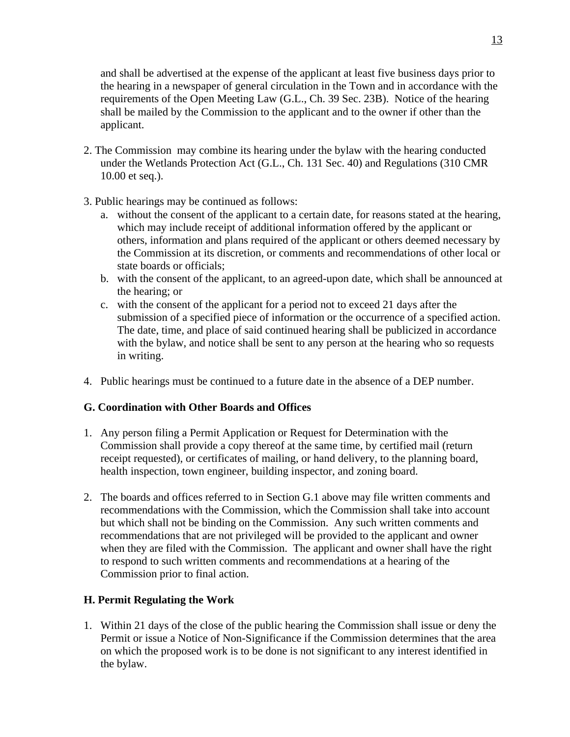and shall be advertised at the expense of the applicant at least five business days prior to the hearing in a newspaper of general circulation in the Town and in accordance with the requirements of the Open Meeting Law (G.L., Ch. 39 Sec. 23B). Notice of the hearing shall be mailed by the Commission to the applicant and to the owner if other than the applicant.

2. The Commission may combine its hearing under the bylaw with the hearing conducted under the Wetlands Protection Act (G.L., Ch. 131 Sec. 40) and Regulations (310 CMR 10.00 et seq.).

3. Public hearings may be continued as follows:
   a. without the consent of the applicant to a certain date, for reasons stated at the hearing, which may include receipt of additional information offered by the applicant or others, information and plans required of the applicant or others deemed necessary by the Commission at its discretion, or comments and recommendations of other local or state boards or officials;
   b. with the consent of the applicant, to an agreed-upon date, which shall be announced at the hearing; or
   c. with the consent of the applicant for a period not to exceed 21 days after the submission of a specified piece of information or the occurrence of a specified action. The date, time, and place of said continued hearing shall be publicized in accordance with the bylaw, and notice shall be sent to any person at the hearing who so requests in writing.

4. Public hearings must be continued to a future date in the absence of a DEP number.

**G. Coordination with Other Boards and Offices**

1. Any person filing a Permit Application or Request for Determination with the Commission shall provide a copy thereof at the same time, by certified mail (return receipt requested), or certificates of mailing, or hand delivery, to the planning board, health inspection, town engineer, building inspector, and zoning board.

2. The boards and offices referred to in Section G.1 above may file written comments and recommendations with the Commission, which the Commission shall take into account but which shall not be binding on the Commission. Any such written comments and recommendations that are not privileged will be provided to the applicant and owner when they are filed with the Commission. The applicant and owner shall have the right to respond to such written comments and recommendations at a hearing of the Commission prior to final action.

**H. Permit Regulating the Work**

1. Within 21 days of the close of the public hearing the Commission shall issue or deny the Permit or issue a Notice of Non-Significance if the Commission determines that the area on which the proposed work is to be done is not significant to any interest identified in the bylaw.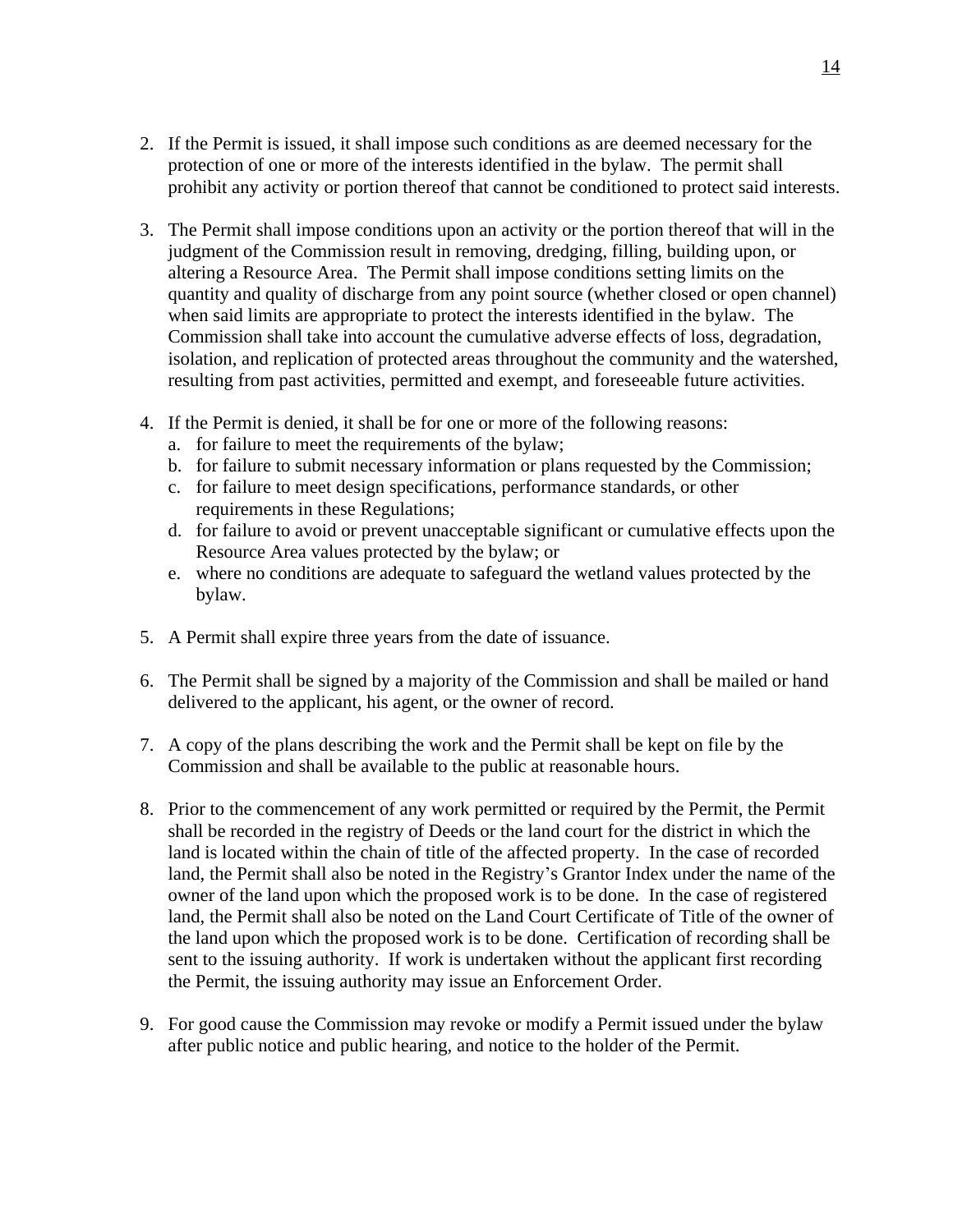2. If the Permit is issued, it shall impose such conditions as are deemed necessary for the protection of one or more of the interests identified in the bylaw. The permit shall prohibit any activity or portion thereof that cannot be conditioned to protect said interests.

3. The Permit shall impose conditions upon an activity or the portion thereof that will in the judgment of the Commission result in removing, dredging, filling, building upon, or altering a Resource Area. The Permit shall impose conditions setting limits on the quantity and quality of discharge from any point source (whether closed or open channel) when said limits are appropriate to protect the interests identified in the bylaw. The Commission shall take into account the cumulative adverse effects of loss, degradation, isolation, and replication of protected areas throughout the community and the watershed, resulting from past activities, permitted and exempt, and foreseeable future activities.

4. If the Permit is denied, it shall be for one or more of the following reasons:
   a. for failure to meet the requirements of the bylaw;
   b. for failure to submit necessary information or plans requested by the Commission;
   c. for failure to meet design specifications, performance standards, or other requirements in these Regulations;
   d. for failure to avoid or prevent unacceptable significant or cumulative effects upon the Resource Area values protected by the bylaw; or
   e. where no conditions are adequate to safeguard the wetland values protected by the bylaw.

5. A Permit shall expire three years from the date of issuance.

6. The Permit shall be signed by a majority of the Commission and shall be mailed or hand delivered to the applicant, his agent, or the owner of record.

7. A copy of the plans describing the work and the Permit shall be kept on file by the Commission and shall be available to the public at reasonable hours.

8. Prior to the commencement of any work permitted or required by the Permit, the Permit shall be recorded in the registry of Deeds or the land court for the district in which the land is located within the chain of title of the affected property. In the case of recorded land, the Permit shall also be noted in the Registry's Grantor Index under the name of the owner of the land upon which the proposed work is to be done. In the case of registered land, the Permit shall also be noted on the Land Court Certificate of Title of the owner of the land upon which the proposed work is to be done. Certification of recording shall be sent to the issuing authority. If work is undertaken without the applicant first recording the Permit, the issuing authority may issue an Enforcement Order.

9. For good cause the Commission may revoke or modify a Permit issued under the bylaw after public notice and public hearing, and notice to the holder of the Permit.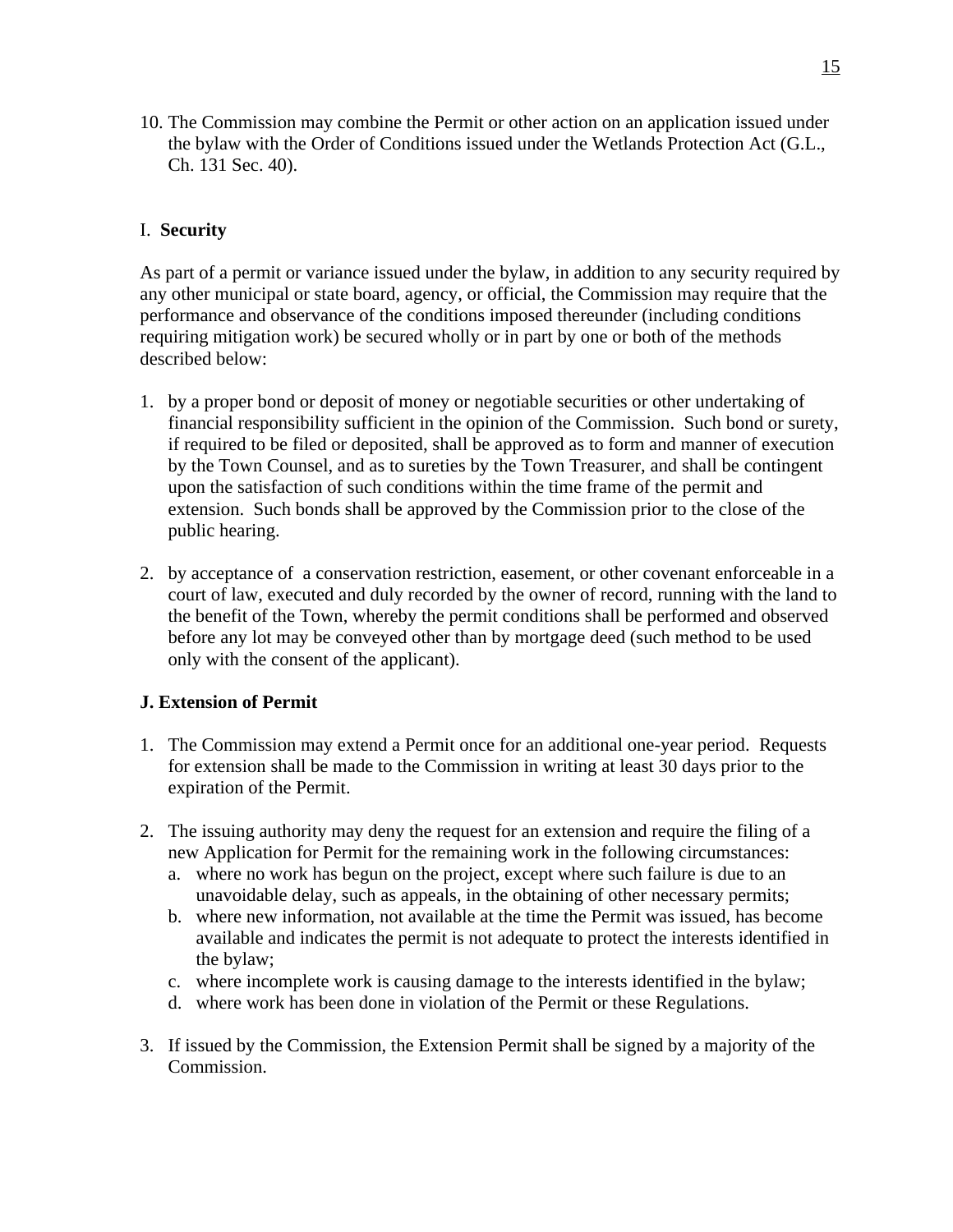10. The Commission may combine the Permit or other action on an application issued under the bylaw with the Order of Conditions issued under the Wetlands Protection Act (G.L., Ch. 131 Sec. 40).

## I. **Security**

As part of a permit or variance issued under the bylaw, in addition to any security required by any other municipal or state board, agency, or official, the Commission may require that the performance and observance of the conditions imposed thereunder (including conditions requiring mitigation work) be secured wholly or in part by one or both of the methods described below:

1. by a proper bond or deposit of money or negotiable securities or other undertaking of financial responsibility sufficient in the opinion of the Commission. Such bond or surety, if required to be filed or deposited, shall be approved as to form and manner of execution by the Town Counsel, and as to sureties by the Town Treasurer, and shall be contingent upon the satisfaction of such conditions within the time frame of the permit and extension. Such bonds shall be approved by the Commission prior to the close of the public hearing.

2. by acceptance of a conservation restriction, easement, or other covenant enforceable in a court of law, executed and duly recorded by the owner of record, running with the land to the benefit of the Town, whereby the permit conditions shall be performed and observed before any lot may be conveyed other than by mortgage deed (such method to be used only with the consent of the applicant).

## **J. Extension of Permit**

1. The Commission may extend a Permit once for an additional one-year period. Requests for extension shall be made to the Commission in writing at least 30 days prior to the expiration of the Permit.

2. The issuing authority may deny the request for an extension and require the filing of a new Application for Permit for the remaining work in the following circumstances:
   a. where no work has begun on the project, except where such failure is due to an unavoidable delay, such as appeals, in the obtaining of other necessary permits;
   b. where new information, not available at the time the Permit was issued, has become available and indicates the permit is not adequate to protect the interests identified in the bylaw;
   c. where incomplete work is causing damage to the interests identified in the bylaw;
   d. where work has been done in violation of the Permit or these Regulations.

3. If issued by the Commission, the Extension Permit shall be signed by a majority of the Commission.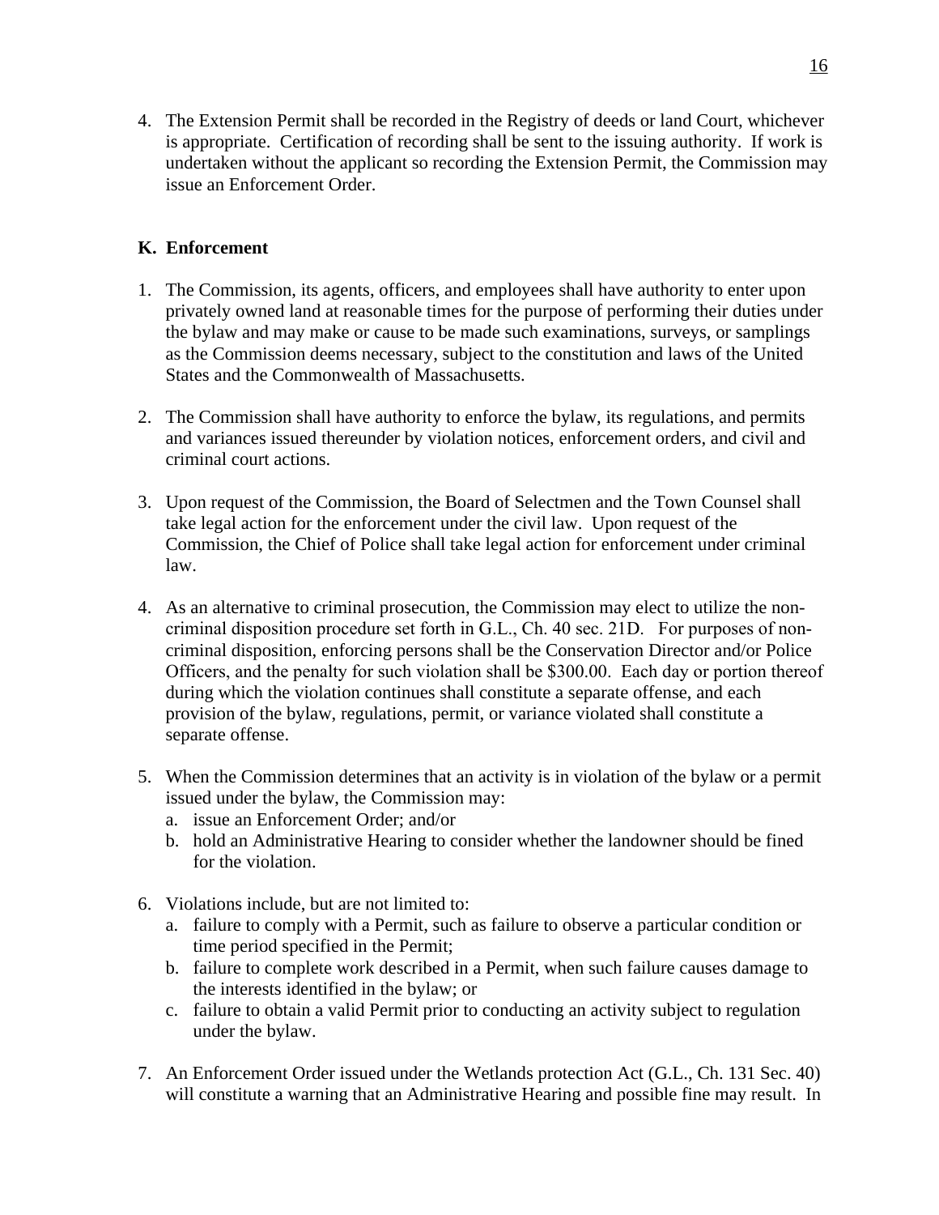4. The Extension Permit shall be recorded in the Registry of deeds or land Court, whichever is appropriate. Certification of recording shall be sent to the issuing authority. If work is undertaken without the applicant so recording the Extension Permit, the Commission may issue an Enforcement Order.

## K. Enforcement

1. The Commission, its agents, officers, and employees shall have authority to enter upon privately owned land at reasonable times for the purpose of performing their duties under the bylaw and may make or cause to be made such examinations, surveys, or samplings as the Commission deems necessary, subject to the constitution and laws of the United States and the Commonwealth of Massachusetts.

2. The Commission shall have authority to enforce the bylaw, its regulations, and permits and variances issued thereunder by violation notices, enforcement orders, and civil and criminal court actions.

3. Upon request of the Commission, the Board of Selectmen and the Town Counsel shall take legal action for the enforcement under the civil law. Upon request of the Commission, the Chief of Police shall take legal action for enforcement under criminal law.

4. As an alternative to criminal prosecution, the Commission may elect to utilize the non-criminal disposition procedure set forth in G.L., Ch. 40 sec. 21D. For purposes of non-criminal disposition, enforcing persons shall be the Conservation Director and/or Police Officers, and the penalty for such violation shall be $300.00. Each day or portion thereof during which the violation continues shall constitute a separate offense, and each provision of the bylaw, regulations, permit, or variance violated shall constitute a separate offense.

5. When the Commission determines that an activity is in violation of the bylaw or a permit issued under the bylaw, the Commission may:
   a. issue an Enforcement Order; and/or
   b. hold an Administrative Hearing to consider whether the landowner should be fined for the violation.

6. Violations include, but are not limited to:
   a. failure to comply with a Permit, such as failure to observe a particular condition or time period specified in the Permit;
   b. failure to complete work described in a Permit, when such failure causes damage to the interests identified in the bylaw; or
   c. failure to obtain a valid Permit prior to conducting an activity subject to regulation under the bylaw.

7. An Enforcement Order issued under the Wetlands protection Act (G.L., Ch. 131 Sec. 40) will constitute a warning that an Administrative Hearing and possible fine may result. In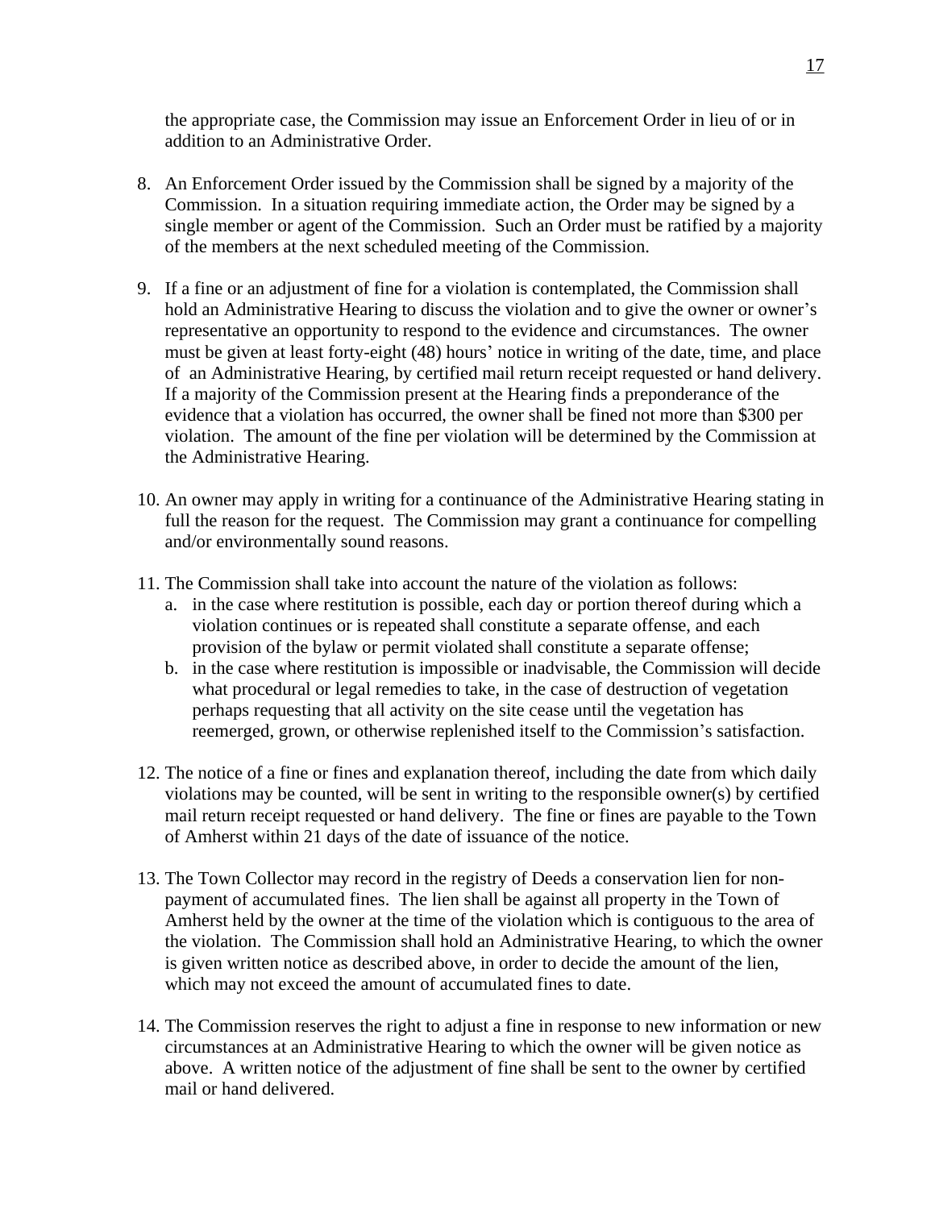the appropriate case, the Commission may issue an Enforcement Order in lieu of or in addition to an Administrative Order.

8. An Enforcement Order issued by the Commission shall be signed by a majority of the Commission. In a situation requiring immediate action, the Order may be signed by a single member or agent of the Commission. Such an Order must be ratified by a majority of the members at the next scheduled meeting of the Commission.

9. If a fine or an adjustment of fine for a violation is contemplated, the Commission shall hold an Administrative Hearing to discuss the violation and to give the owner or owner's representative an opportunity to respond to the evidence and circumstances. The owner must be given at least forty-eight (48) hours' notice in writing of the date, time, and place of an Administrative Hearing, by certified mail return receipt requested or hand delivery. If a majority of the Commission present at the Hearing finds a preponderance of the evidence that a violation has occurred, the owner shall be fined not more than $300 per violation. The amount of the fine per violation will be determined by the Commission at the Administrative Hearing.

10. An owner may apply in writing for a continuance of the Administrative Hearing stating in full the reason for the request. The Commission may grant a continuance for compelling and/or environmentally sound reasons.

11. The Commission shall take into account the nature of the violation as follows:
    a. in the case where restitution is possible, each day or portion thereof during which a violation continues or is repeated shall constitute a separate offense, and each provision of the bylaw or permit violated shall constitute a separate offense;
    b. in the case where restitution is impossible or inadvisable, the Commission will decide what procedural or legal remedies to take, in the case of destruction of vegetation perhaps requesting that all activity on the site cease until the vegetation has reemerged, grown, or otherwise replenished itself to the Commission's satisfaction.

12. The notice of a fine or fines and explanation thereof, including the date from which daily violations may be counted, will be sent in writing to the responsible owner(s) by certified mail return receipt requested or hand delivery. The fine or fines are payable to the Town of Amherst within 21 days of the date of issuance of the notice.

13. The Town Collector may record in the registry of Deeds a conservation lien for non-payment of accumulated fines. The lien shall be against all property in the Town of Amherst held by the owner at the time of the violation which is contiguous to the area of the violation. The Commission shall hold an Administrative Hearing, to which the owner is given written notice as described above, in order to decide the amount of the lien, which may not exceed the amount of accumulated fines to date.

14. The Commission reserves the right to adjust a fine in response to new information or new circumstances at an Administrative Hearing to which the owner will be given notice as above. A written notice of the adjustment of fine shall be sent to the owner by certified mail or hand delivered.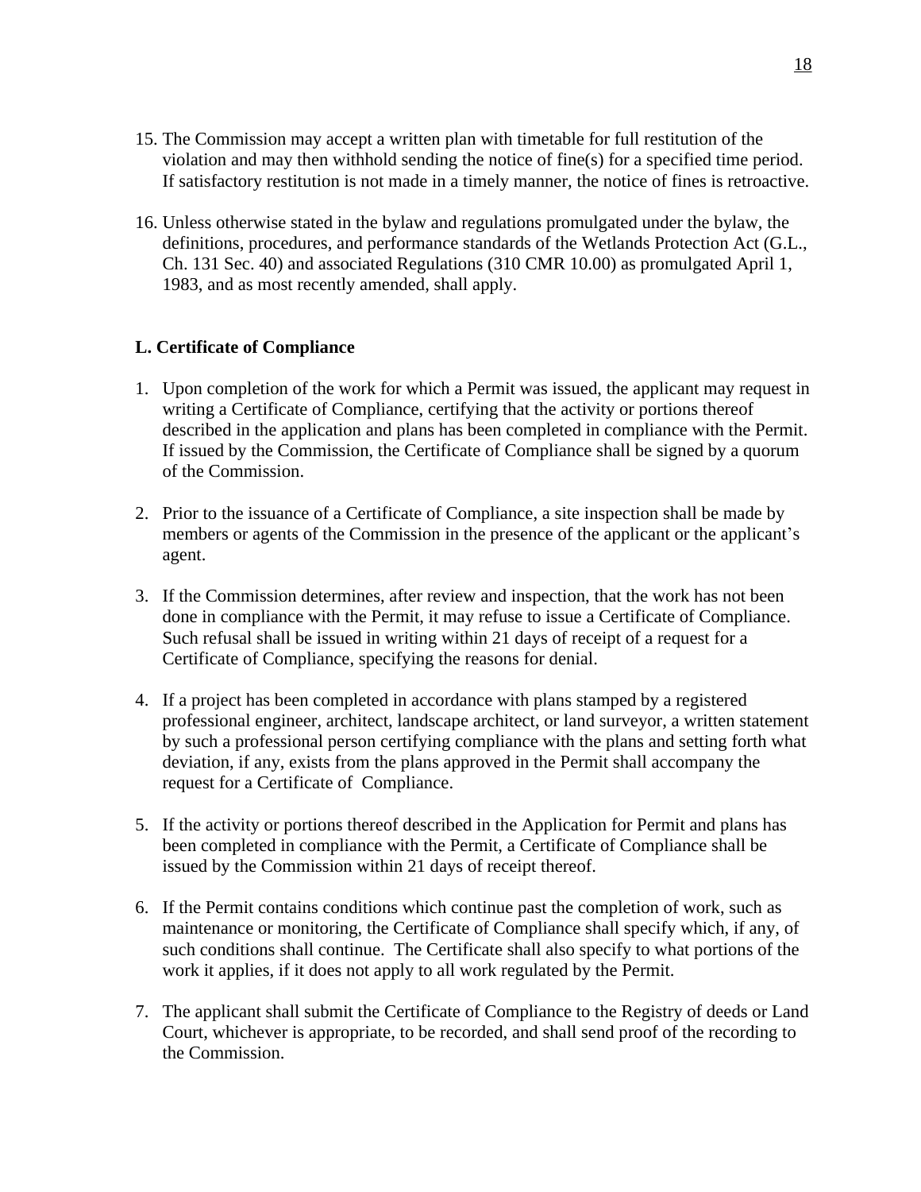15. The Commission may accept a written plan with timetable for full restitution of the violation and may then withhold sending the notice of fine(s) for a specified time period. If satisfactory restitution is not made in a timely manner, the notice of fines is retroactive.

16. Unless otherwise stated in the bylaw and regulations promulgated under the bylaw, the definitions, procedures, and performance standards of the Wetlands Protection Act (G.L., Ch. 131 Sec. 40) and associated Regulations (310 CMR 10.00) as promulgated April 1, 1983, and as most recently amended, shall apply.

**L. Certificate of Compliance**

1. Upon completion of the work for which a Permit was issued, the applicant may request in writing a Certificate of Compliance, certifying that the activity or portions thereof described in the application and plans has been completed in compliance with the Permit. If issued by the Commission, the Certificate of Compliance shall be signed by a quorum of the Commission.

2. Prior to the issuance of a Certificate of Compliance, a site inspection shall be made by members or agents of the Commission in the presence of the applicant or the applicant's agent.

3. If the Commission determines, after review and inspection, that the work has not been done in compliance with the Permit, it may refuse to issue a Certificate of Compliance. Such refusal shall be issued in writing within 21 days of receipt of a request for a Certificate of Compliance, specifying the reasons for denial.

4. If a project has been completed in accordance with plans stamped by a registered professional engineer, architect, landscape architect, or land surveyor, a written statement by such a professional person certifying compliance with the plans and setting forth what deviation, if any, exists from the plans approved in the Permit shall accompany the request for a Certificate of Compliance.

5. If the activity or portions thereof described in the Application for Permit and plans has been completed in compliance with the Permit, a Certificate of Compliance shall be issued by the Commission within 21 days of receipt thereof.

6. If the Permit contains conditions which continue past the completion of work, such as maintenance or monitoring, the Certificate of Compliance shall specify which, if any, of such conditions shall continue. The Certificate shall also specify to what portions of the work it applies, if it does not apply to all work regulated by the Permit.

7. The applicant shall submit the Certificate of Compliance to the Registry of deeds or Land Court, whichever is appropriate, to be recorded, and shall send proof of the recording to the Commission.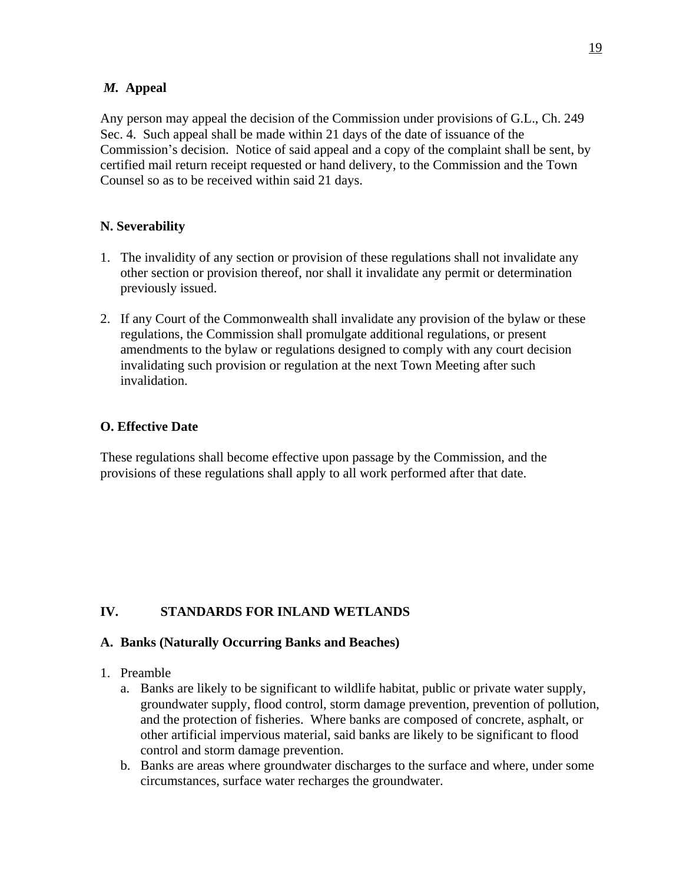### *M.* Appeal

Any person may appeal the decision of the Commission under provisions of G.L., Ch. 249 Sec. 4. Such appeal shall be made within 21 days of the date of issuance of the Commission's decision. Notice of said appeal and a copy of the complaint shall be sent, by certified mail return receipt requested or hand delivery, to the Commission and the Town Counsel so as to be received within said 21 days.

### N. Severability

1. The invalidity of any section or provision of these regulations shall not invalidate any other section or provision thereof, nor shall it invalidate any permit or determination previously issued.

2. If any Court of the Commonwealth shall invalidate any provision of the bylaw or these regulations, the Commission shall promulgate additional regulations, or present amendments to the bylaw or regulations designed to comply with any court decision invalidating such provision or regulation at the next Town Meeting after such invalidation.

### O. Effective Date

These regulations shall become effective upon passage by the Commission, and the provisions of these regulations shall apply to all work performed after that date.

## IV. STANDARDS FOR INLAND WETLANDS

### A. Banks (Naturally Occurring Banks and Beaches)

1. Preamble
   a. Banks are likely to be significant to wildlife habitat, public or private water supply, groundwater supply, flood control, storm damage prevention, prevention of pollution, and the protection of fisheries. Where banks are composed of concrete, asphalt, or other artificial impervious material, said banks are likely to be significant to flood control and storm damage prevention.
   b. Banks are areas where groundwater discharges to the surface and where, under some circumstances, surface water recharges the groundwater.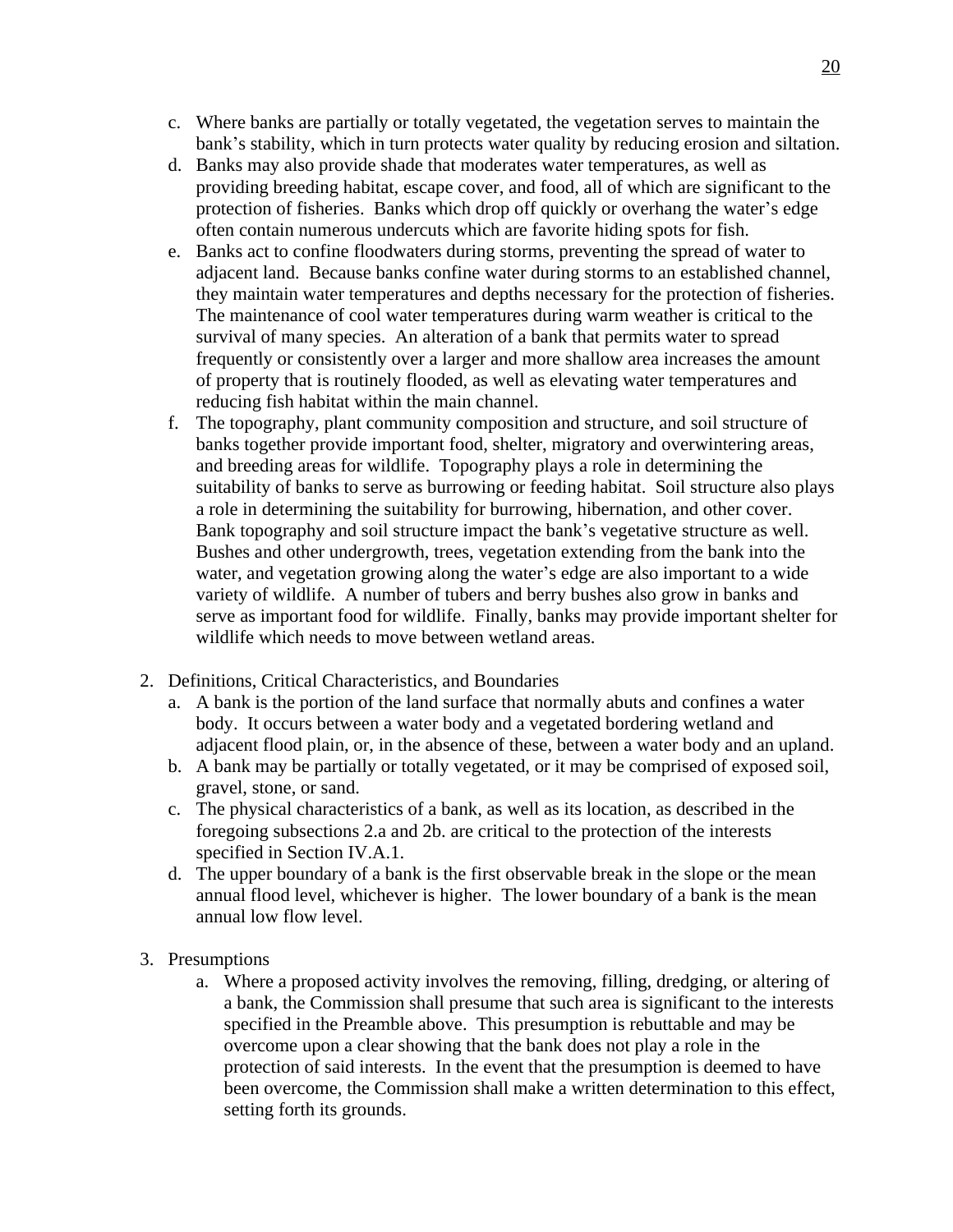c. Where banks are partially or totally vegetated, the vegetation serves to maintain the bank's stability, which in turn protects water quality by reducing erosion and siltation.
d. Banks may also provide shade that moderates water temperatures, as well as providing breeding habitat, escape cover, and food, all of which are significant to the protection of fisheries. Banks which drop off quickly or overhang the water's edge often contain numerous undercuts which are favorite hiding spots for fish.
e. Banks act to confine floodwaters during storms, preventing the spread of water to adjacent land. Because banks confine water during storms to an established channel, they maintain water temperatures and depths necessary for the protection of fisheries. The maintenance of cool water temperatures during warm weather is critical to the survival of many species. An alteration of a bank that permits water to spread frequently or consistently over a larger and more shallow area increases the amount of property that is routinely flooded, as well as elevating water temperatures and reducing fish habitat within the main channel.
f. The topography, plant community composition and structure, and soil structure of banks together provide important food, shelter, migratory and overwintering areas, and breeding areas for wildlife. Topography plays a role in determining the suitability of banks to serve as burrowing or feeding habitat. Soil structure also plays a role in determining the suitability for burrowing, hibernation, and other cover. Bank topography and soil structure impact the bank's vegetative structure as well. Bushes and other undergrowth, trees, vegetation extending from the bank into the water, and vegetation growing along the water's edge are also important to a wide variety of wildlife. A number of tubers and berry bushes also grow in banks and serve as important food for wildlife. Finally, banks may provide important shelter for wildlife which needs to move between wetland areas.

2. Definitions, Critical Characteristics, and Boundaries
   a. A bank is the portion of the land surface that normally abuts and confines a water body. It occurs between a water body and a vegetated bordering wetland and adjacent flood plain, or, in the absence of these, between a water body and an upland.
   b. A bank may be partially or totally vegetated, or it may be comprised of exposed soil, gravel, stone, or sand.
   c. The physical characteristics of a bank, as well as its location, as described in the foregoing subsections 2.a and 2b. are critical to the protection of the interests specified in Section IV.A.1.
   d. The upper boundary of a bank is the first observable break in the slope or the mean annual flood level, whichever is higher. The lower boundary of a bank is the mean annual low flow level.

3. Presumptions
   a. Where a proposed activity involves the removing, filling, dredging, or altering of a bank, the Commission shall presume that such area is significant to the interests specified in the Preamble above. This presumption is rebuttable and may be overcome upon a clear showing that the bank does not play a role in the protection of said interests. In the event that the presumption is deemed to have been overcome, the Commission shall make a written determination to this effect, setting forth its grounds.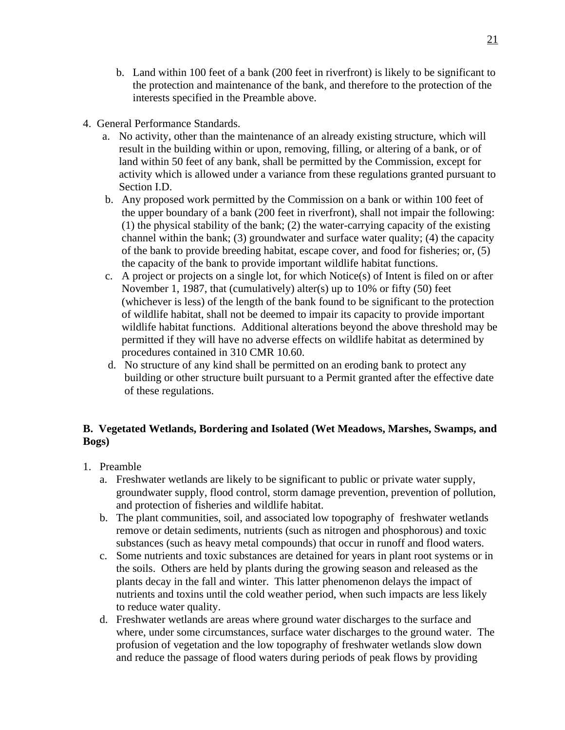b. Land within 100 feet of a bank (200 feet in riverfront) is likely to be significant to the protection and maintenance of the bank, and therefore to the protection of the interests specified in the Preamble above.

4. General Performance Standards.
   a. No activity, other than the maintenance of an already existing structure, which will result in the building within or upon, removing, filling, or altering of a bank, or of land within 50 feet of any bank, shall be permitted by the Commission, except for activity which is allowed under a variance from these regulations granted pursuant to Section I.D.
   b. Any proposed work permitted by the Commission on a bank or within 100 feet of the upper boundary of a bank (200 feet in riverfront), shall not impair the following: (1) the physical stability of the bank; (2) the water-carrying capacity of the existing channel within the bank; (3) groundwater and surface water quality; (4) the capacity of the bank to provide breeding habitat, escape cover, and food for fisheries; or, (5) the capacity of the bank to provide important wildlife habitat functions.
   c. A project or projects on a single lot, for which Notice(s) of Intent is filed on or after November 1, 1987, that (cumulatively) alter(s) up to 10% or fifty (50) feet (whichever is less) of the length of the bank found to be significant to the protection of wildlife habitat, shall not be deemed to impair its capacity to provide important wildlife habitat functions. Additional alterations beyond the above threshold may be permitted if they will have no adverse effects on wildlife habitat as determined by procedures contained in 310 CMR 10.60.
   d. No structure of any kind shall be permitted on an eroding bank to protect any building or other structure built pursuant to a Permit granted after the effective date of these regulations.

### B. Vegetated Wetlands, Bordering and Isolated (Wet Meadows, Marshes, Swamps, and Bogs)

1. Preamble
   a. Freshwater wetlands are likely to be significant to public or private water supply, groundwater supply, flood control, storm damage prevention, prevention of pollution, and protection of fisheries and wildlife habitat.
   b. The plant communities, soil, and associated low topography of freshwater wetlands remove or detain sediments, nutrients (such as nitrogen and phosphorous) and toxic substances (such as heavy metal compounds) that occur in runoff and flood waters.
   c. Some nutrients and toxic substances are detained for years in plant root systems or in the soils. Others are held by plants during the growing season and released as the plants decay in the fall and winter. This latter phenomenon delays the impact of nutrients and toxins until the cold weather period, when such impacts are less likely to reduce water quality.
   d. Freshwater wetlands are areas where ground water discharges to the surface and where, under some circumstances, surface water discharges to the ground water. The profusion of vegetation and the low topography of freshwater wetlands slow down and reduce the passage of flood waters during periods of peak flows by providing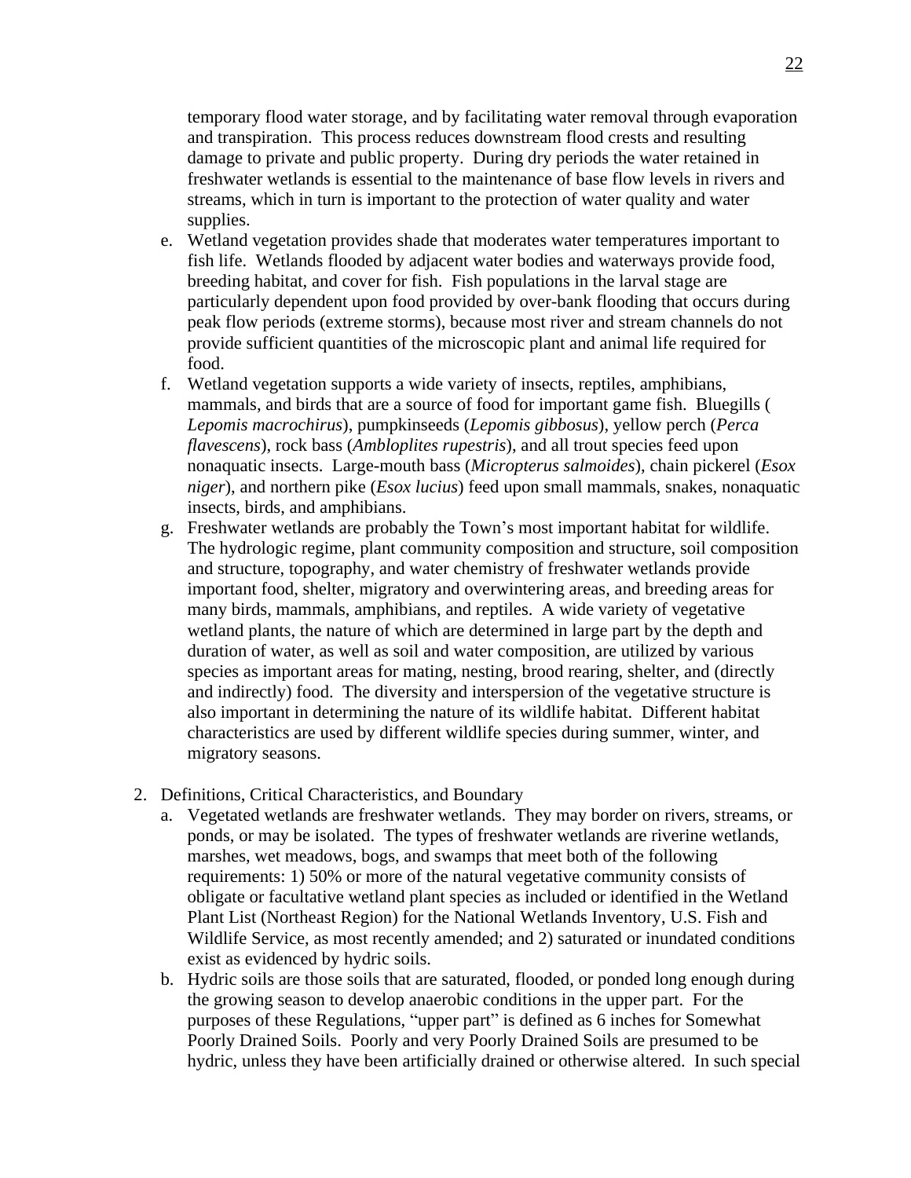temporary flood water storage, and by facilitating water removal through evaporation and transpiration. This process reduces downstream flood crests and resulting damage to private and public property. During dry periods the water retained in freshwater wetlands is essential to the maintenance of base flow levels in rivers and streams, which in turn is important to the protection of water quality and water supplies.

e. Wetland vegetation provides shade that moderates water temperatures important to fish life. Wetlands flooded by adjacent water bodies and waterways provide food, breeding habitat, and cover for fish. Fish populations in the larval stage are particularly dependent upon food provided by over-bank flooding that occurs during peak flow periods (extreme storms), because most river and stream channels do not provide sufficient quantities of the microscopic plant and animal life required for food.

f. Wetland vegetation supports a wide variety of insects, reptiles, amphibians, mammals, and birds that are a source of food for important game fish. Bluegills (*Lepomis macrochirus*), pumpkinseeds (*Lepomis gibbosus*), yellow perch (*Perca flavescens*), rock bass (*Ambloplites rupestris*), and all trout species feed upon nonaquatic insects. Large-mouth bass (*Micropterus salmoides*), chain pickerel (*Esox niger*), and northern pike (*Esox lucius*) feed upon small mammals, snakes, nonaquatic insects, birds, and amphibians.

g. Freshwater wetlands are probably the Town's most important habitat for wildlife. The hydrologic regime, plant community composition and structure, soil composition and structure, topography, and water chemistry of freshwater wetlands provide important food, shelter, migratory and overwintering areas, and breeding areas for many birds, mammals, amphibians, and reptiles. A wide variety of vegetative wetland plants, the nature of which are determined in large part by the depth and duration of water, as well as soil and water composition, are utilized by various species as important areas for mating, nesting, brood rearing, shelter, and (directly and indirectly) food. The diversity and interspersion of the vegetative structure is also important in determining the nature of its wildlife habitat. Different habitat characteristics are used by different wildlife species during summer, winter, and migratory seasons.

2. Definitions, Critical Characteristics, and Boundary

   a. Vegetated wetlands are freshwater wetlands. They may border on rivers, streams, or ponds, or may be isolated. The types of freshwater wetlands are riverine wetlands, marshes, wet meadows, bogs, and swamps that meet both of the following requirements: 1) 50% or more of the natural vegetative community consists of obligate or facultative wetland plant species as included or identified in the Wetland Plant List (Northeast Region) for the National Wetlands Inventory, U.S. Fish and Wildlife Service, as most recently amended; and 2) saturated or inundated conditions exist as evidenced by hydric soils.

   b. Hydric soils are those soils that are saturated, flooded, or ponded long enough during the growing season to develop anaerobic conditions in the upper part. For the purposes of these Regulations, "upper part" is defined as 6 inches for Somewhat Poorly Drained Soils. Poorly and very Poorly Drained Soils are presumed to be hydric, unless they have been artificially drained or otherwise altered. In such special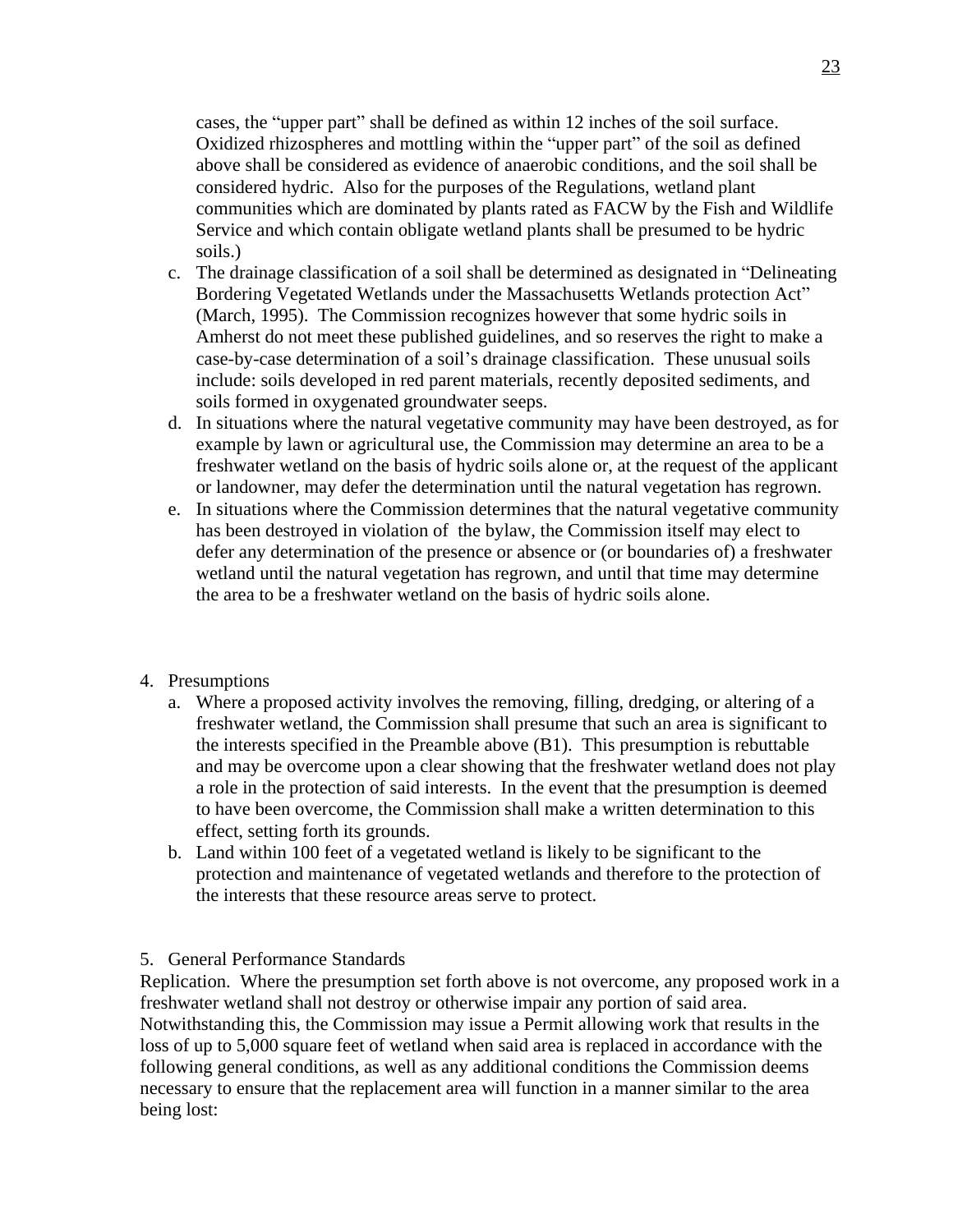cases, the "upper part" shall be defined as within 12 inches of the soil surface. Oxidized rhizospheres and mottling within the "upper part" of the soil as defined above shall be considered as evidence of anaerobic conditions, and the soil shall be considered hydric. Also for the purposes of the Regulations, wetland plant communities which are dominated by plants rated as FACW by the Fish and Wildlife Service and which contain obligate wetland plants shall be presumed to be hydric soils.)

c. The drainage classification of a soil shall be determined as designated in "Delineating Bordering Vegetated Wetlands under the Massachusetts Wetlands protection Act" (March, 1995). The Commission recognizes however that some hydric soils in Amherst do not meet these published guidelines, and so reserves the right to make a case-by-case determination of a soil's drainage classification. These unusual soils include: soils developed in red parent materials, recently deposited sediments, and soils formed in oxygenated groundwater seeps.

d. In situations where the natural vegetative community may have been destroyed, as for example by lawn or agricultural use, the Commission may determine an area to be a freshwater wetland on the basis of hydric soils alone or, at the request of the applicant or landowner, may defer the determination until the natural vegetation has regrown.

e. In situations where the Commission determines that the natural vegetative community has been destroyed in violation of the bylaw, the Commission itself may elect to defer any determination of the presence or absence or (or boundaries of) a freshwater wetland until the natural vegetation has regrown, and until that time may determine the area to be a freshwater wetland on the basis of hydric soils alone.

4. Presumptions
   a. Where a proposed activity involves the removing, filling, dredging, or altering of a freshwater wetland, the Commission shall presume that such an area is significant to the interests specified in the Preamble above (B1). This presumption is rebuttable and may be overcome upon a clear showing that the freshwater wetland does not play a role in the protection of said interests. In the event that the presumption is deemed to have been overcome, the Commission shall make a written determination to this effect, setting forth its grounds.
   b. Land within 100 feet of a vegetated wetland is likely to be significant to the protection and maintenance of vegetated wetlands and therefore to the protection of the interests that these resource areas serve to protect.

5. General Performance Standards

Replication. Where the presumption set forth above is not overcome, any proposed work in a freshwater wetland shall not destroy or otherwise impair any portion of said area. Notwithstanding this, the Commission may issue a Permit allowing work that results in the loss of up to 5,000 square feet of wetland when said area is replaced in accordance with the following general conditions, as well as any additional conditions the Commission deems necessary to ensure that the replacement area will function in a manner similar to the area being lost: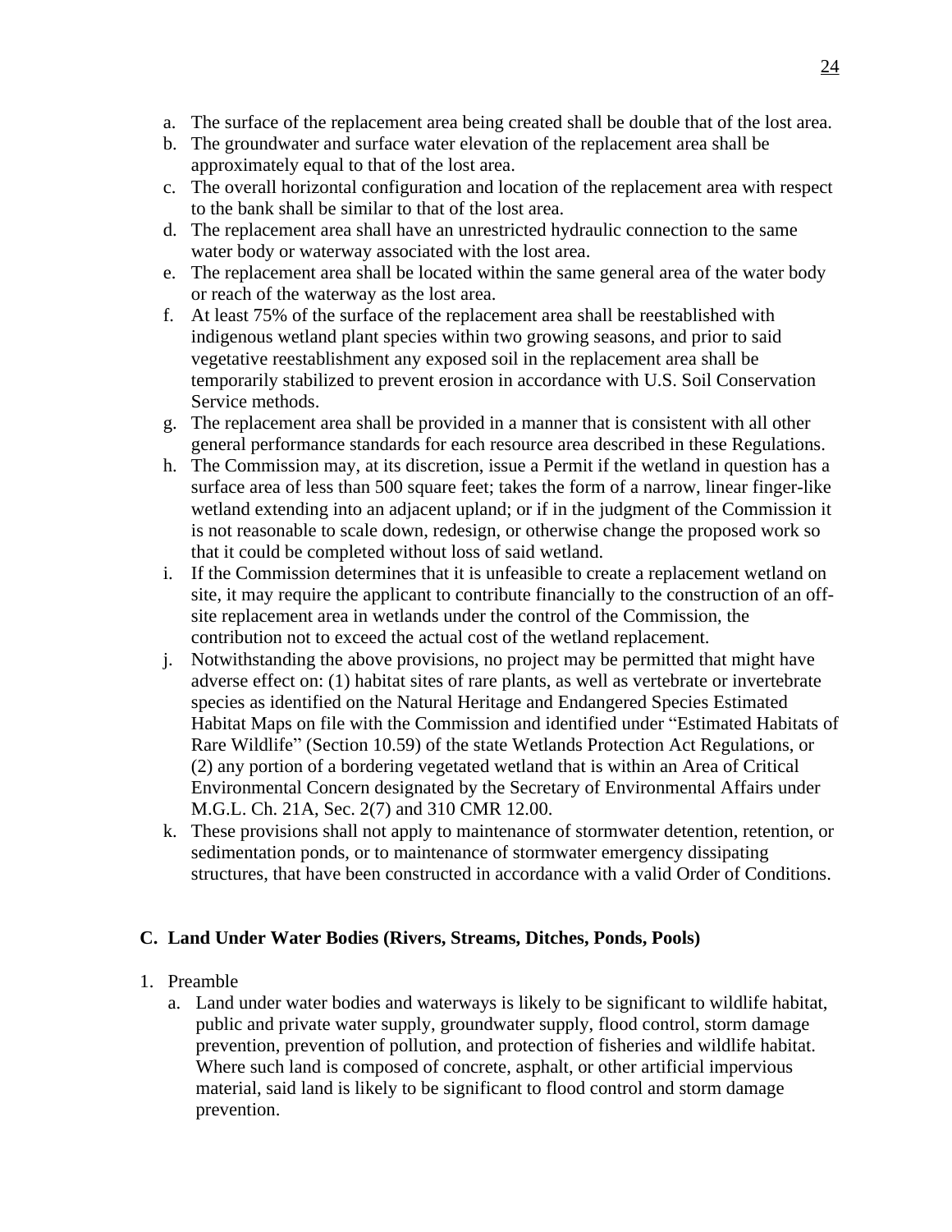a. The surface of the replacement area being created shall be double that of the lost area.
b. The groundwater and surface water elevation of the replacement area shall be approximately equal to that of the lost area.
c. The overall horizontal configuration and location of the replacement area with respect to the bank shall be similar to that of the lost area.
d. The replacement area shall have an unrestricted hydraulic connection to the same water body or waterway associated with the lost area.
e. The replacement area shall be located within the same general area of the water body or reach of the waterway as the lost area.
f. At least 75% of the surface of the replacement area shall be reestablished with indigenous wetland plant species within two growing seasons, and prior to said vegetative reestablishment any exposed soil in the replacement area shall be temporarily stabilized to prevent erosion in accordance with U.S. Soil Conservation Service methods.
g. The replacement area shall be provided in a manner that is consistent with all other general performance standards for each resource area described in these Regulations.
h. The Commission may, at its discretion, issue a Permit if the wetland in question has a surface area of less than 500 square feet; takes the form of a narrow, linear finger-like wetland extending into an adjacent upland; or if in the judgment of the Commission it is not reasonable to scale down, redesign, or otherwise change the proposed work so that it could be completed without loss of said wetland.
i. If the Commission determines that it is unfeasible to create a replacement wetland on site, it may require the applicant to contribute financially to the construction of an off-site replacement area in wetlands under the control of the Commission, the contribution not to exceed the actual cost of the wetland replacement.
j. Notwithstanding the above provisions, no project may be permitted that might have adverse effect on: (1) habitat sites of rare plants, as well as vertebrate or invertebrate species as identified on the Natural Heritage and Endangered Species Estimated Habitat Maps on file with the Commission and identified under "Estimated Habitats of Rare Wildlife" (Section 10.59) of the state Wetlands Protection Act Regulations, or (2) any portion of a bordering vegetated wetland that is within an Area of Critical Environmental Concern designated by the Secretary of Environmental Affairs under M.G.L. Ch. 21A, Sec. 2(7) and 310 CMR 12.00.
k. These provisions shall not apply to maintenance of stormwater detention, retention, or sedimentation ponds, or to maintenance of stormwater emergency dissipating structures, that have been constructed in accordance with a valid Order of Conditions.

## C. Land Under Water Bodies (Rivers, Streams, Ditches, Ponds, Pools)

1. Preamble
   a. Land under water bodies and waterways is likely to be significant to wildlife habitat, public and private water supply, groundwater supply, flood control, storm damage prevention, prevention of pollution, and protection of fisheries and wildlife habitat. Where such land is composed of concrete, asphalt, or other artificial impervious material, said land is likely to be significant to flood control and storm damage prevention.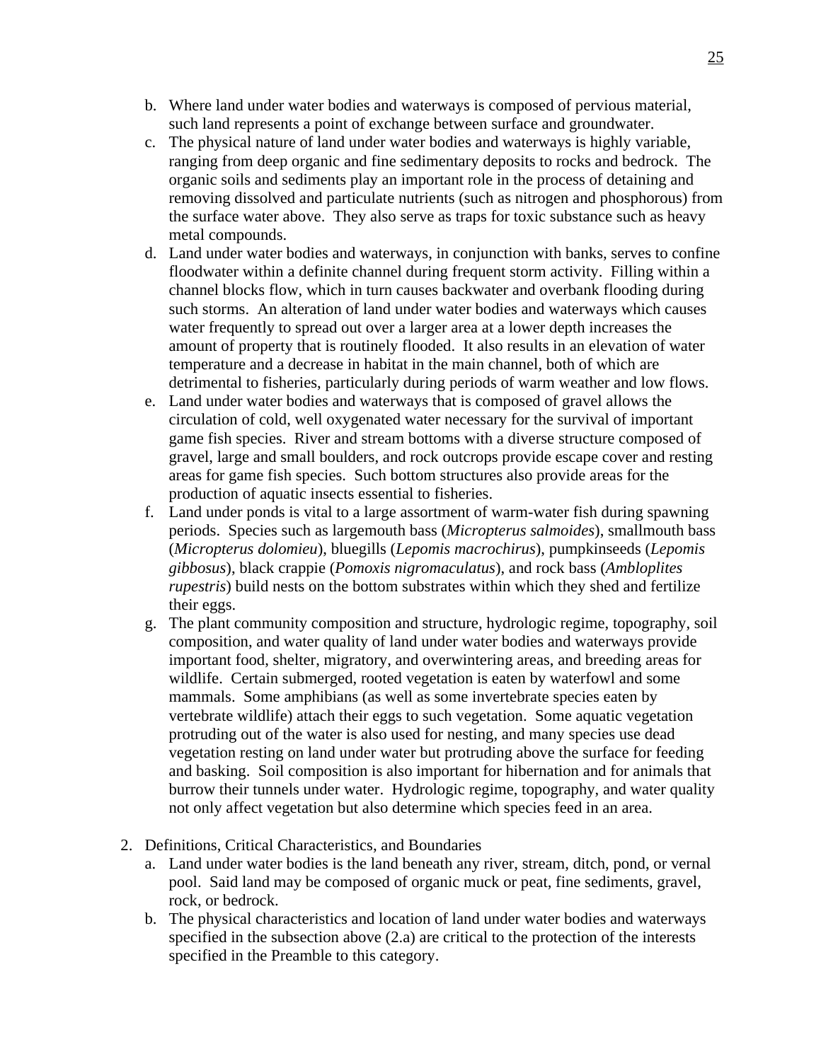b. Where land under water bodies and waterways is composed of pervious material, such land represents a point of exchange between surface and groundwater.
c. The physical nature of land under water bodies and waterways is highly variable, ranging from deep organic and fine sedimentary deposits to rocks and bedrock. The organic soils and sediments play an important role in the process of detaining and removing dissolved and particulate nutrients (such as nitrogen and phosphorous) from the surface water above. They also serve as traps for toxic substance such as heavy metal compounds.
d. Land under water bodies and waterways, in conjunction with banks, serves to confine floodwater within a definite channel during frequent storm activity. Filling within a channel blocks flow, which in turn causes backwater and overbank flooding during such storms. An alteration of land under water bodies and waterways which causes water frequently to spread out over a larger area at a lower depth increases the amount of property that is routinely flooded. It also results in an elevation of water temperature and a decrease in habitat in the main channel, both of which are detrimental to fisheries, particularly during periods of warm weather and low flows.
e. Land under water bodies and waterways that is composed of gravel allows the circulation of cold, well oxygenated water necessary for the survival of important game fish species. River and stream bottoms with a diverse structure composed of gravel, large and small boulders, and rock outcrops provide escape cover and resting areas for game fish species. Such bottom structures also provide areas for the production of aquatic insects essential to fisheries.
f. Land under ponds is vital to a large assortment of warm-water fish during spawning periods. Species such as largemouth bass (*Micropterus salmoides*), smallmouth bass (*Micropterus dolomieu*), bluegills (*Lepomis macrochirus*), pumpkinseeds (*Lepomis gibbosus*), black crappie (*Pomoxis nigromaculatus*), and rock bass (*Ambloplites rupestris*) build nests on the bottom substrates within which they shed and fertilize their eggs.
g. The plant community composition and structure, hydrologic regime, topography, soil composition, and water quality of land under water bodies and waterways provide important food, shelter, migratory, and overwintering areas, and breeding areas for wildlife. Certain submerged, rooted vegetation is eaten by waterfowl and some mammals. Some amphibians (as well as some invertebrate species eaten by vertebrate wildlife) attach their eggs to such vegetation. Some aquatic vegetation protruding out of the water is also used for nesting, and many species use dead vegetation resting on land under water but protruding above the surface for feeding and basking. Soil composition is also important for hibernation and for animals that burrow their tunnels under water. Hydrologic regime, topography, and water quality not only affect vegetation but also determine which species feed in an area.

2. Definitions, Critical Characteristics, and Boundaries
   a. Land under water bodies is the land beneath any river, stream, ditch, pond, or vernal pool. Said land may be composed of organic muck or peat, fine sediments, gravel, rock, or bedrock.
   b. The physical characteristics and location of land under water bodies and waterways specified in the subsection above (2.a) are critical to the protection of the interests specified in the Preamble to this category.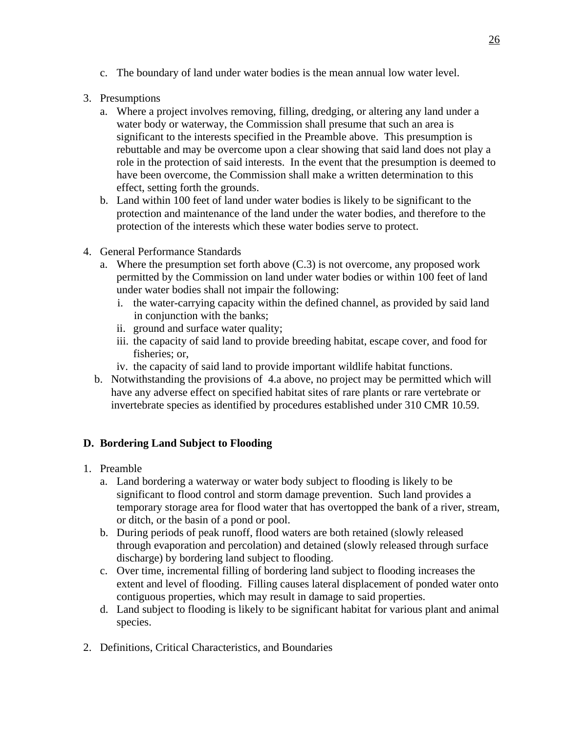c. The boundary of land under water bodies is the mean annual low water level.

3. Presumptions
   a. Where a project involves removing, filling, dredging, or altering any land under a water body or waterway, the Commission shall presume that such an area is significant to the interests specified in the Preamble above. This presumption is rebuttable and may be overcome upon a clear showing that said land does not play a role in the protection of said interests. In the event that the presumption is deemed to have been overcome, the Commission shall make a written determination to this effect, setting forth the grounds.
   b. Land within 100 feet of land under water bodies is likely to be significant to the protection and maintenance of the land under the water bodies, and therefore to the protection of the interests which these water bodies serve to protect.

4. General Performance Standards
   a. Where the presumption set forth above (C.3) is not overcome, any proposed work permitted by the Commission on land under water bodies or within 100 feet of land under water bodies shall not impair the following:
      i. the water-carrying capacity within the defined channel, as provided by said land in conjunction with the banks;
      ii. ground and surface water quality;
      iii. the capacity of said land to provide breeding habitat, escape cover, and food for fisheries; or,
      iv. the capacity of said land to provide important wildlife habitat functions.
   b. Notwithstanding the provisions of 4.a above, no project may be permitted which will have any adverse effect on specified habitat sites of rare plants or rare vertebrate or invertebrate species as identified by procedures established under 310 CMR 10.59.

**D. Bordering Land Subject to Flooding**

1. Preamble
   a. Land bordering a waterway or water body subject to flooding is likely to be significant to flood control and storm damage prevention. Such land provides a temporary storage area for flood water that has overtopped the bank of a river, stream, or ditch, or the basin of a pond or pool.
   b. During periods of peak runoff, flood waters are both retained (slowly released through evaporation and percolation) and detained (slowly released through surface discharge) by bordering land subject to flooding.
   c. Over time, incremental filling of bordering land subject to flooding increases the extent and level of flooding. Filling causes lateral displacement of ponded water onto contiguous properties, which may result in damage to said properties.
   d. Land subject to flooding is likely to be significant habitat for various plant and animal species.

2. Definitions, Critical Characteristics, and Boundaries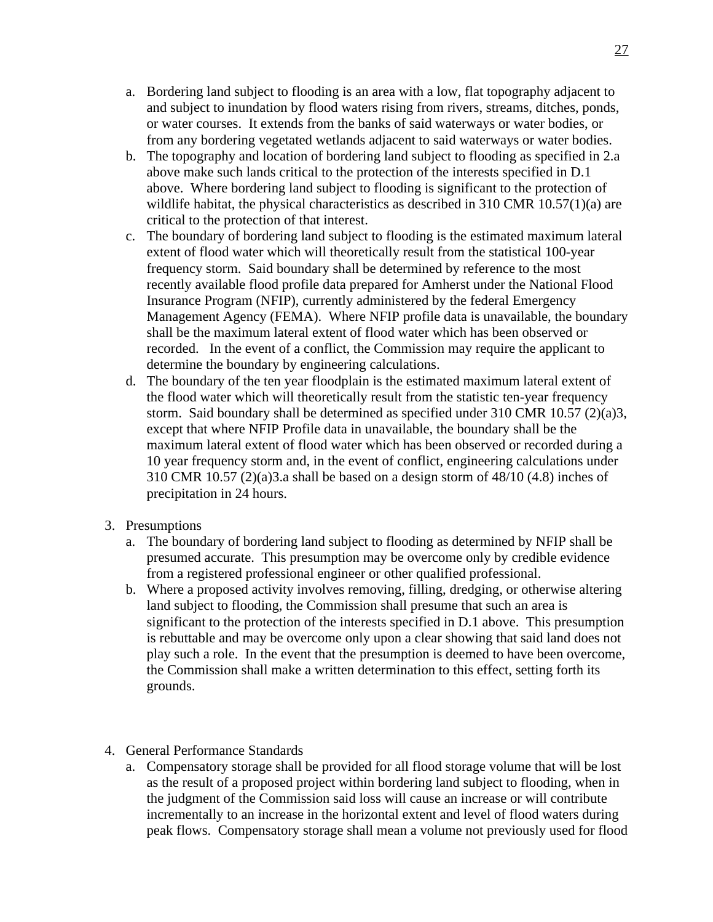a. Bordering land subject to flooding is an area with a low, flat topography adjacent to and subject to inundation by flood waters rising from rivers, streams, ditches, ponds, or water courses. It extends from the banks of said waterways or water bodies, or from any bordering vegetated wetlands adjacent to said waterways or water bodies.
b. The topography and location of bordering land subject to flooding as specified in 2.a above make such lands critical to the protection of the interests specified in D.1 above. Where bordering land subject to flooding is significant to the protection of wildlife habitat, the physical characteristics as described in 310 CMR 10.57(1)(a) are critical to the protection of that interest.
c. The boundary of bordering land subject to flooding is the estimated maximum lateral extent of flood water which will theoretically result from the statistical 100-year frequency storm. Said boundary shall be determined by reference to the most recently available flood profile data prepared for Amherst under the National Flood Insurance Program (NFIP), currently administered by the federal Emergency Management Agency (FEMA). Where NFIP profile data is unavailable, the boundary shall be the maximum lateral extent of flood water which has been observed or recorded. In the event of a conflict, the Commission may require the applicant to determine the boundary by engineering calculations.
d. The boundary of the ten year floodplain is the estimated maximum lateral extent of the flood water which will theoretically result from the statistic ten-year frequency storm. Said boundary shall be determined as specified under 310 CMR 10.57 (2)(a)3, except that where NFIP Profile data in unavailable, the boundary shall be the maximum lateral extent of flood water which has been observed or recorded during a 10 year frequency storm and, in the event of conflict, engineering calculations under 310 CMR 10.57 (2)(a)3.a shall be based on a design storm of 48/10 (4.8) inches of precipitation in 24 hours.

3. Presumptions
   a. The boundary of bordering land subject to flooding as determined by NFIP shall be presumed accurate. This presumption may be overcome only by credible evidence from a registered professional engineer or other qualified professional.
   b. Where a proposed activity involves removing, filling, dredging, or otherwise altering land subject to flooding, the Commission shall presume that such an area is significant to the protection of the interests specified in D.1 above. This presumption is rebuttable and may be overcome only upon a clear showing that said land does not play such a role. In the event that the presumption is deemed to have been overcome, the Commission shall make a written determination to this effect, setting forth its grounds.

4. General Performance Standards
   a. Compensatory storage shall be provided for all flood storage volume that will be lost as the result of a proposed project within bordering land subject to flooding, when in the judgment of the Commission said loss will cause an increase or will contribute incrementally to an increase in the horizontal extent and level of flood waters during peak flows. Compensatory storage shall mean a volume not previously used for flood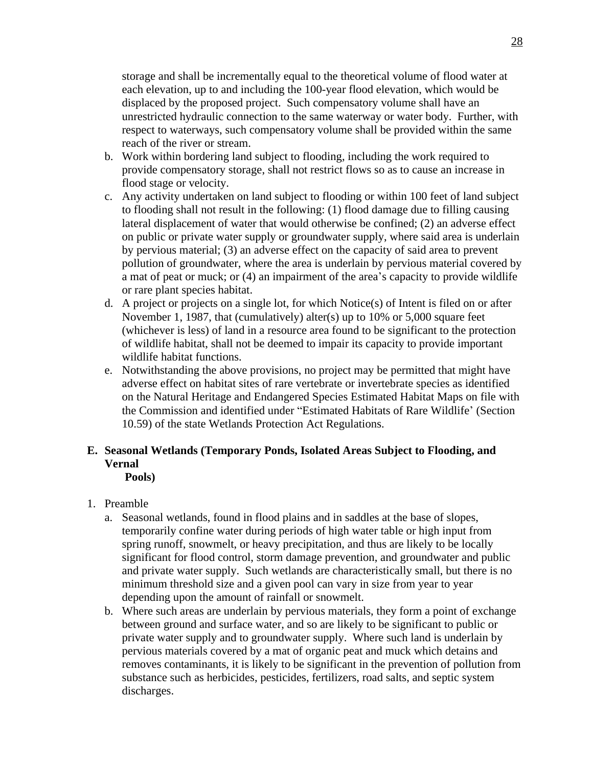storage and shall be incrementally equal to the theoretical volume of flood water at each elevation, up to and including the 100-year flood elevation, which would be displaced by the proposed project. Such compensatory volume shall have an unrestricted hydraulic connection to the same waterway or water body. Further, with respect to waterways, such compensatory volume shall be provided within the same reach of the river or stream.

b. Work within bordering land subject to flooding, including the work required to provide compensatory storage, shall not restrict flows so as to cause an increase in flood stage or velocity.
c. Any activity undertaken on land subject to flooding or within 100 feet of land subject to flooding shall not result in the following: (1) flood damage due to filling causing lateral displacement of water that would otherwise be confined; (2) an adverse effect on public or private water supply or groundwater supply, where said area is underlain by pervious material; (3) an adverse effect on the capacity of said area to prevent pollution of groundwater, where the area is underlain by pervious material covered by a mat of peat or muck; or (4) an impairment of the area's capacity to provide wildlife or rare plant species habitat.
d. A project or projects on a single lot, for which Notice(s) of Intent is filed on or after November 1, 1987, that (cumulatively) alter(s) up to 10% or 5,000 square feet (whichever is less) of land in a resource area found to be significant to the protection of wildlife habitat, shall not be deemed to impair its capacity to provide important wildlife habitat functions.
e. Notwithstanding the above provisions, no project may be permitted that might have adverse effect on habitat sites of rare vertebrate or invertebrate species as identified on the Natural Heritage and Endangered Species Estimated Habitat Maps on file with the Commission and identified under "Estimated Habitats of Rare Wildlife' (Section 10.59) of the state Wetlands Protection Act Regulations.

## E. Seasonal Wetlands (Temporary Ponds, Isolated Areas Subject to Flooding, and Vernal Pools)

1. Preamble
   a. Seasonal wetlands, found in flood plains and in saddles at the base of slopes, temporarily confine water during periods of high water table or high input from spring runoff, snowmelt, or heavy precipitation, and thus are likely to be locally significant for flood control, storm damage prevention, and groundwater and public and private water supply. Such wetlands are characteristically small, but there is no minimum threshold size and a given pool can vary in size from year to year depending upon the amount of rainfall or snowmelt.
   b. Where such areas are underlain by pervious materials, they form a point of exchange between ground and surface water, and so are likely to be significant to public or private water supply and to groundwater supply. Where such land is underlain by pervious materials covered by a mat of organic peat and muck which detains and removes contaminants, it is likely to be significant in the prevention of pollution from substance such as herbicides, pesticides, fertilizers, road salts, and septic system discharges.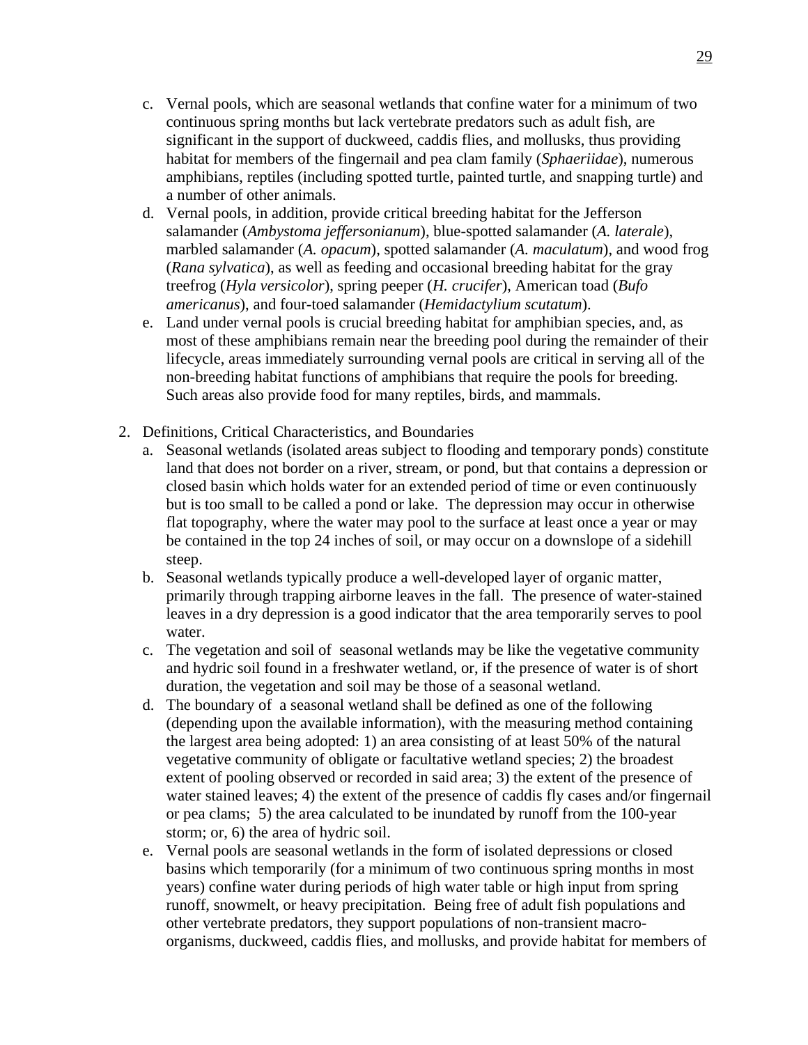c. Vernal pools, which are seasonal wetlands that confine water for a minimum of two continuous spring months but lack vertebrate predators such as adult fish, are significant in the support of duckweed, caddis flies, and mollusks, thus providing habitat for members of the fingernail and pea clam family (*Sphaeriidae*), numerous amphibians, reptiles (including spotted turtle, painted turtle, and snapping turtle) and a number of other animals.

d. Vernal pools, in addition, provide critical breeding habitat for the Jefferson salamander (*Ambystoma jeffersonianum*), blue-spotted salamander (*A. laterale*), marbled salamander (*A. opacum*), spotted salamander (*A. maculatum*), and wood frog (*Rana sylvatica*), as well as feeding and occasional breeding habitat for the gray treefrog (*Hyla versicolor*), spring peeper (*H. crucifer*), American toad (*Bufo americanus*), and four-toed salamander (*Hemidactylium scutatum*).

e. Land under vernal pools is crucial breeding habitat for amphibian species, and, as most of these amphibians remain near the breeding pool during the remainder of their lifecycle, areas immediately surrounding vernal pools are critical in serving all of the non-breeding habitat functions of amphibians that require the pools for breeding. Such areas also provide food for many reptiles, birds, and mammals.

2. Definitions, Critical Characteristics, and Boundaries

   a. Seasonal wetlands (isolated areas subject to flooding and temporary ponds) constitute land that does not border on a river, stream, or pond, but that contains a depression or closed basin which holds water for an extended period of time or even continuously but is too small to be called a pond or lake. The depression may occur in otherwise flat topography, where the water may pool to the surface at least once a year or may be contained in the top 24 inches of soil, or may occur on a downslope of a sidehill steep.

   b. Seasonal wetlands typically produce a well-developed layer of organic matter, primarily through trapping airborne leaves in the fall. The presence of water-stained leaves in a dry depression is a good indicator that the area temporarily serves to pool water.

   c. The vegetation and soil of seasonal wetlands may be like the vegetative community and hydric soil found in a freshwater wetland, or, if the presence of water is of short duration, the vegetation and soil may be those of a seasonal wetland.

   d. The boundary of a seasonal wetland shall be defined as one of the following (depending upon the available information), with the measuring method containing the largest area being adopted: 1) an area consisting of at least 50% of the natural vegetative community of obligate or facultative wetland species; 2) the broadest extent of pooling observed or recorded in said area; 3) the extent of the presence of water stained leaves; 4) the extent of the presence of caddis fly cases and/or fingernail or pea clams; 5) the area calculated to be inundated by runoff from the 100-year storm; or, 6) the area of hydric soil.

   e. Vernal pools are seasonal wetlands in the form of isolated depressions or closed basins which temporarily (for a minimum of two continuous spring months in most years) confine water during periods of high water table or high input from spring runoff, snowmelt, or heavy precipitation. Being free of adult fish populations and other vertebrate predators, they support populations of non-transient macro-organisms, duckweed, caddis flies, and mollusks, and provide habitat for members of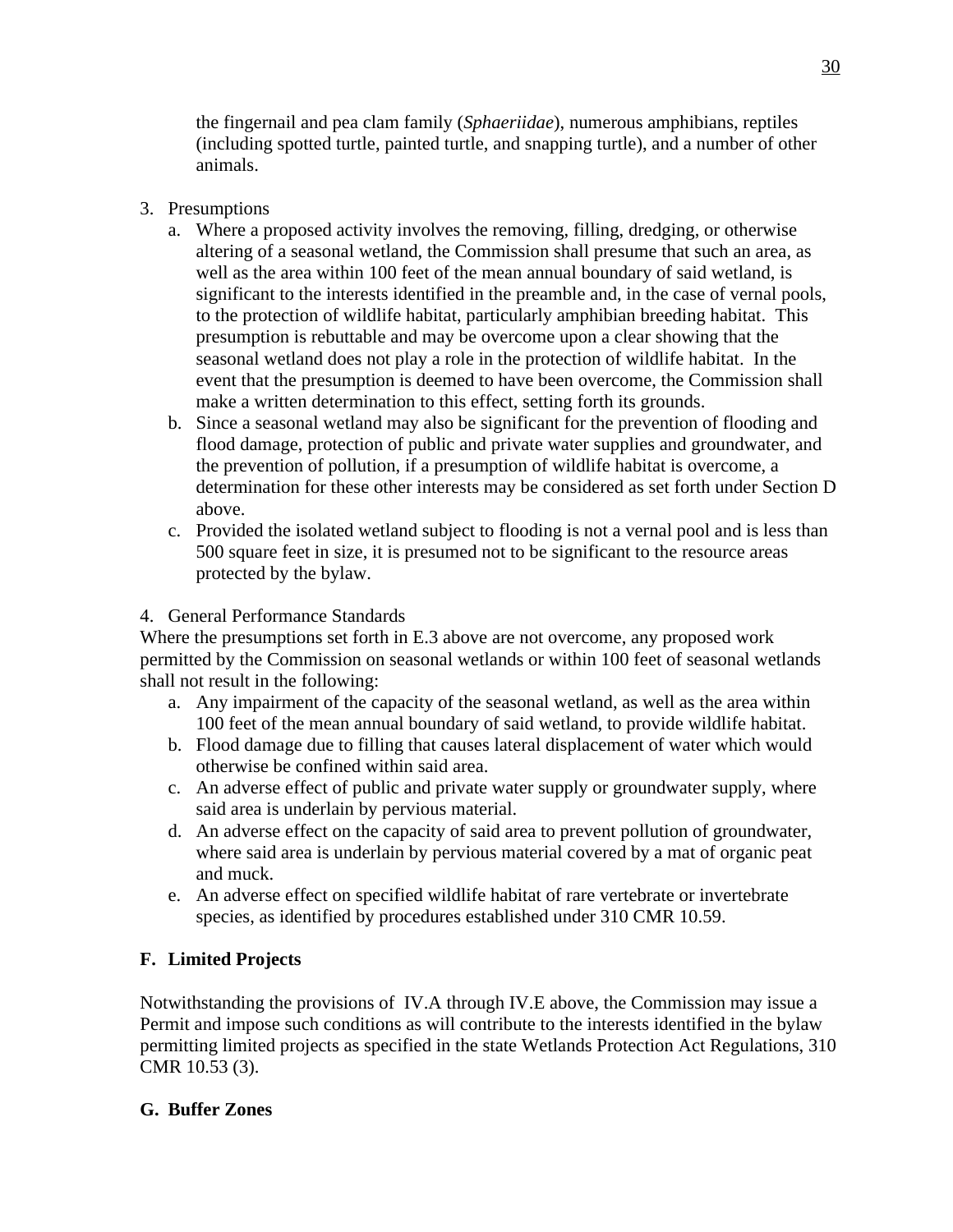the fingernail and pea clam family (*Sphaeriidae*), numerous amphibians, reptiles (including spotted turtle, painted turtle, and snapping turtle), and a number of other animals.

3. Presumptions
   a. Where a proposed activity involves the removing, filling, dredging, or otherwise altering of a seasonal wetland, the Commission shall presume that such an area, as well as the area within 100 feet of the mean annual boundary of said wetland, is significant to the interests identified in the preamble and, in the case of vernal pools, to the protection of wildlife habitat, particularly amphibian breeding habitat. This presumption is rebuttable and may be overcome upon a clear showing that the seasonal wetland does not play a role in the protection of wildlife habitat. In the event that the presumption is deemed to have been overcome, the Commission shall make a written determination to this effect, setting forth its grounds.
   b. Since a seasonal wetland may also be significant for the prevention of flooding and flood damage, protection of public and private water supplies and groundwater, and the prevention of pollution, if a presumption of wildlife habitat is overcome, a determination for these other interests may be considered as set forth under Section D above.
   c. Provided the isolated wetland subject to flooding is not a vernal pool and is less than 500 square feet in size, it is presumed not to be significant to the resource areas protected by the bylaw.

4. General Performance Standards

Where the presumptions set forth in E.3 above are not overcome, any proposed work permitted by the Commission on seasonal wetlands or within 100 feet of seasonal wetlands shall not result in the following:

   a. Any impairment of the capacity of the seasonal wetland, as well as the area within 100 feet of the mean annual boundary of said wetland, to provide wildlife habitat.
   b. Flood damage due to filling that causes lateral displacement of water which would otherwise be confined within said area.
   c. An adverse effect of public and private water supply or groundwater supply, where said area is underlain by pervious material.
   d. An adverse effect on the capacity of said area to prevent pollution of groundwater, where said area is underlain by pervious material covered by a mat of organic peat and muck.
   e. An adverse effect on specified wildlife habitat of rare vertebrate or invertebrate species, as identified by procedures established under 310 CMR 10.59.

## F. Limited Projects

Notwithstanding the provisions of IV.A through IV.E above, the Commission may issue a Permit and impose such conditions as will contribute to the interests identified in the bylaw permitting limited projects as specified in the state Wetlands Protection Act Regulations, 310 CMR 10.53 (3).

## G. Buffer Zones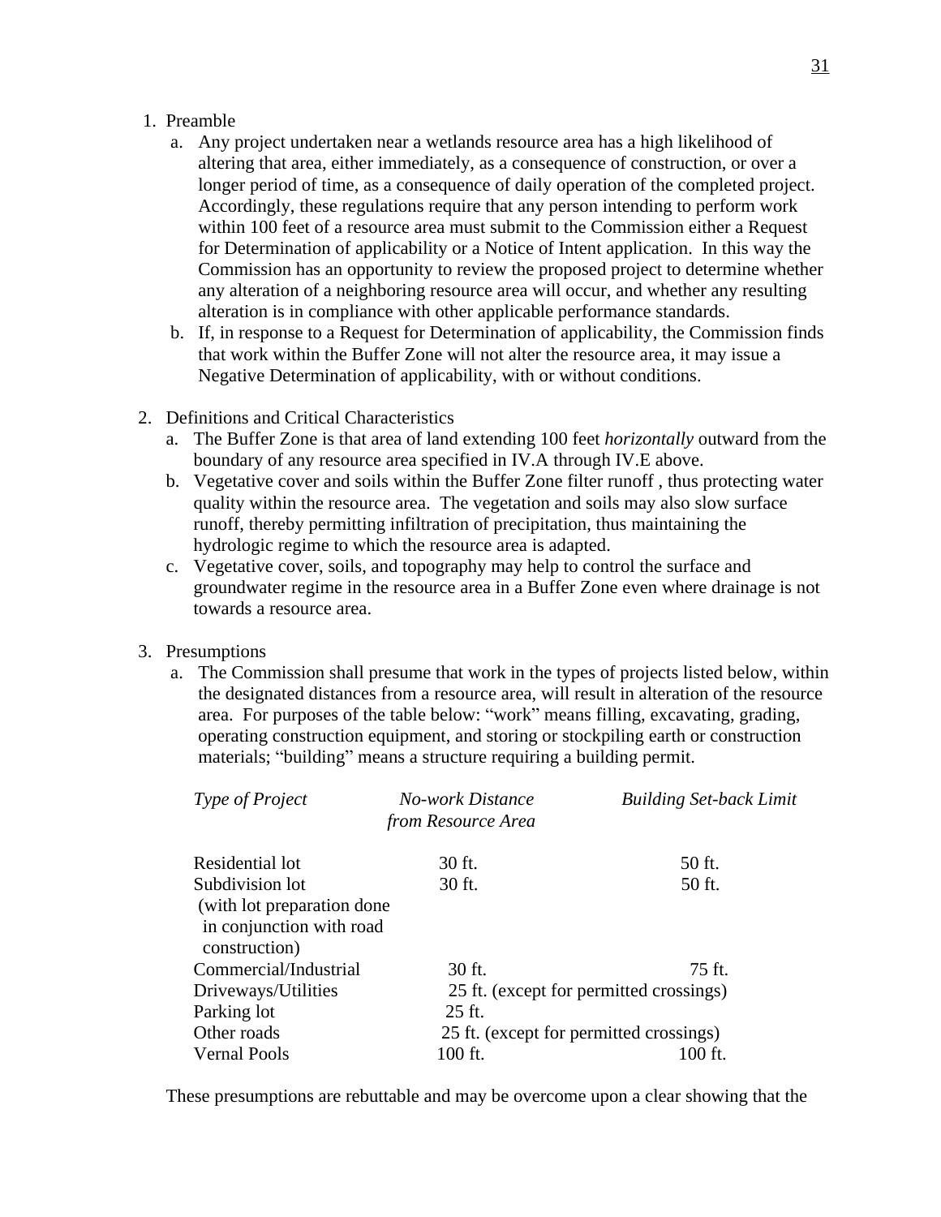1. Preamble
   a. Any project undertaken near a wetlands resource area has a high likelihood of altering that area, either immediately, as a consequence of construction, or over a longer period of time, as a consequence of daily operation of the completed project. Accordingly, these regulations require that any person intending to perform work within 100 feet of a resource area must submit to the Commission either a Request for Determination of applicability or a Notice of Intent application. In this way the Commission has an opportunity to review the proposed project to determine whether any alteration of a neighboring resource area will occur, and whether any resulting alteration is in compliance with other applicable performance standards.
   b. If, in response to a Request for Determination of applicability, the Commission finds that work within the Buffer Zone will not alter the resource area, it may issue a Negative Determination of applicability, with or without conditions.

2. Definitions and Critical Characteristics
   a. The Buffer Zone is that area of land extending 100 feet *horizontally* outward from the boundary of any resource area specified in IV.A through IV.E above.
   b. Vegetative cover and soils within the Buffer Zone filter runoff , thus protecting water quality within the resource area. The vegetation and soils may also slow surface runoff, thereby permitting infiltration of precipitation, thus maintaining the hydrologic regime to which the resource area is adapted.
   c. Vegetative cover, soils, and topography may help to control the surface and groundwater regime in the resource area in a Buffer Zone even where drainage is not towards a resource area.

3. Presumptions
   a. The Commission shall presume that work in the types of projects listed below, within the designated distances from a resource area, will result in alteration of the resource area. For purposes of the table below: "work" means filling, excavating, grading, operating construction equipment, and storing or stockpiling earth or construction materials; "building" means a structure requiring a building permit.

| *Type of Project* | *No-work Distance from Resource Area* | *Building Set-back Limit* |
|---|---|---|
| Residential lot | 30 ft. | 50 ft. |
| Subdivision lot (with lot preparation done in conjunction with road construction) | 30 ft. | 50 ft. |
| Commercial/Industrial | 30 ft. | 75 ft. |
| Driveways/Utilities | 25 ft. (except for permitted crossings) | |
| Parking lot | 25 ft. | |
| Other roads | 25 ft. (except for permitted crossings) | |
| Vernal Pools | 100 ft. | 100 ft. |

These presumptions are rebuttable and may be overcome upon a clear showing that the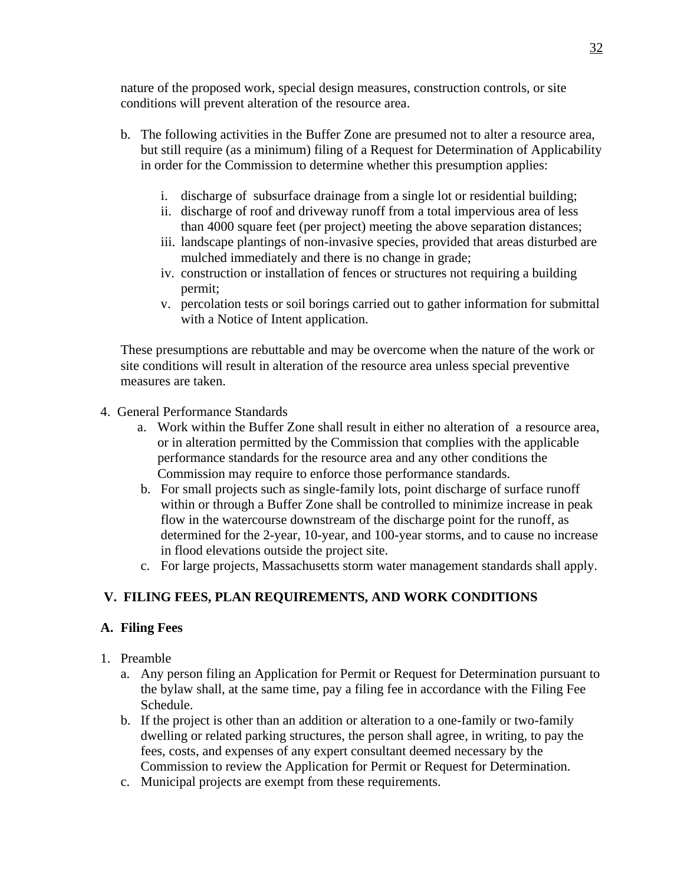nature of the proposed work, special design measures, construction controls, or site conditions will prevent alteration of the resource area.

b. The following activities in the Buffer Zone are presumed not to alter a resource area, but still require (as a minimum) filing of a Request for Determination of Applicability in order for the Commission to determine whether this presumption applies:

   i. discharge of subsurface drainage from a single lot or residential building;
   ii. discharge of roof and driveway runoff from a total impervious area of less than 4000 square feet (per project) meeting the above separation distances;
   iii. landscape plantings of non-invasive species, provided that areas disturbed are mulched immediately and there is no change in grade;
   iv. construction or installation of fences or structures not requiring a building permit;
   v. percolation tests or soil borings carried out to gather information for submittal with a Notice of Intent application.

These presumptions are rebuttable and may be overcome when the nature of the work or site conditions will result in alteration of the resource area unless special preventive measures are taken.

4. General Performance Standards
   a. Work within the Buffer Zone shall result in either no alteration of a resource area, or in alteration permitted by the Commission that complies with the applicable performance standards for the resource area and any other conditions the Commission may require to enforce those performance standards.
   b. For small projects such as single-family lots, point discharge of surface runoff within or through a Buffer Zone shall be controlled to minimize increase in peak flow in the watercourse downstream of the discharge point for the runoff, as determined for the 2-year, 10-year, and 100-year storms, and to cause no increase in flood elevations outside the project site.
   c. For large projects, Massachusetts storm water management standards shall apply.

## V. FILING FEES, PLAN REQUIREMENTS, AND WORK CONDITIONS

### A. Filing Fees

1. Preamble
   a. Any person filing an Application for Permit or Request for Determination pursuant to the bylaw shall, at the same time, pay a filing fee in accordance with the Filing Fee Schedule.
   b. If the project is other than an addition or alteration to a one-family or two-family dwelling or related parking structures, the person shall agree, in writing, to pay the fees, costs, and expenses of any expert consultant deemed necessary by the Commission to review the Application for Permit or Request for Determination.
   c. Municipal projects are exempt from these requirements.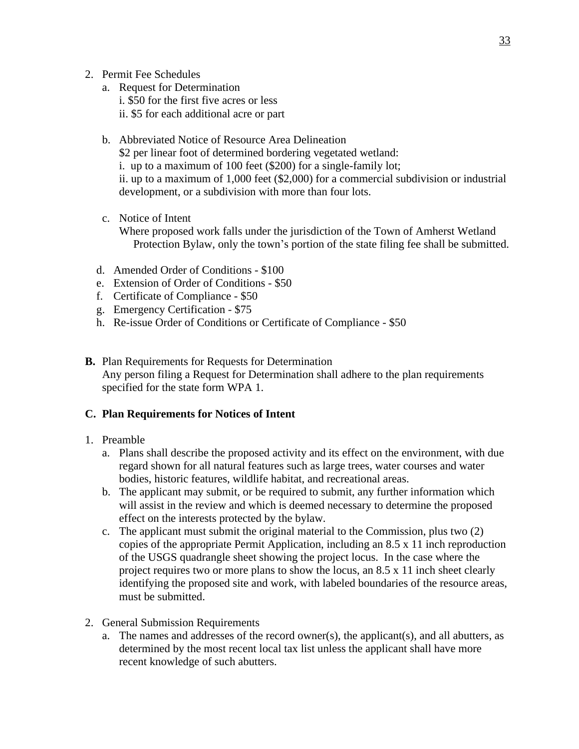2. Permit Fee Schedules
   a. Request for Determination
      i. $50 for the first five acres or less
      ii. $5 for each additional acre or part

   b. Abbreviated Notice of Resource Area Delineation
      $2 per linear foot of determined bordering vegetated wetland:
      i. up to a maximum of 100 feet ($200) for a single-family lot;
      ii. up to a maximum of 1,000 feet ($2,000) for a commercial subdivision or industrial development, or a subdivision with more than four lots.

   c. Notice of Intent
      Where proposed work falls under the jurisdiction of the Town of Amherst Wetland Protection Bylaw, only the town's portion of the state filing fee shall be submitted.

   d. Amended Order of Conditions - $100
   e. Extension of Order of Conditions - $50
   f. Certificate of Compliance - $50
   g. Emergency Certification - $75
   h. Re-issue Order of Conditions or Certificate of Compliance - $50

**B.** Plan Requirements for Requests for Determination
Any person filing a Request for Determination shall adhere to the plan requirements specified for the state form WPA 1.

**C. Plan Requirements for Notices of Intent**

1. Preamble
   a. Plans shall describe the proposed activity and its effect on the environment, with due regard shown for all natural features such as large trees, water courses and water bodies, historic features, wildlife habitat, and recreational areas.
   b. The applicant may submit, or be required to submit, any further information which will assist in the review and which is deemed necessary to determine the proposed effect on the interests protected by the bylaw.
   c. The applicant must submit the original material to the Commission, plus two (2) copies of the appropriate Permit Application, including an 8.5 x 11 inch reproduction of the USGS quadrangle sheet showing the project locus. In the case where the project requires two or more plans to show the locus, an 8.5 x 11 inch sheet clearly identifying the proposed site and work, with labeled boundaries of the resource areas, must be submitted.

2. General Submission Requirements
   a. The names and addresses of the record owner(s), the applicant(s), and all abutters, as determined by the most recent local tax list unless the applicant shall have more recent knowledge of such abutters.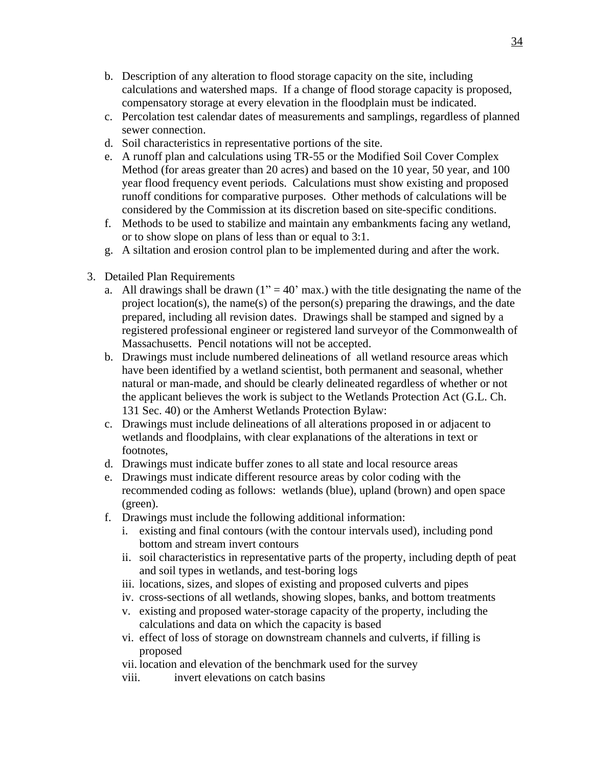b. Description of any alteration to flood storage capacity on the site, including calculations and watershed maps. If a change of flood storage capacity is proposed, compensatory storage at every elevation in the floodplain must be indicated.
c. Percolation test calendar dates of measurements and samplings, regardless of planned sewer connection.
d. Soil characteristics in representative portions of the site.
e. A runoff plan and calculations using TR-55 or the Modified Soil Cover Complex Method (for areas greater than 20 acres) and based on the 10 year, 50 year, and 100 year flood frequency event periods. Calculations must show existing and proposed runoff conditions for comparative purposes. Other methods of calculations will be considered by the Commission at its discretion based on site-specific conditions.
f. Methods to be used to stabilize and maintain any embankments facing any wetland, or to show slope on plans of less than or equal to 3:1.
g. A siltation and erosion control plan to be implemented during and after the work.

3. Detailed Plan Requirements
   a. All drawings shall be drawn (1" = 40' max.) with the title designating the name of the project location(s), the name(s) of the person(s) preparing the drawings, and the date prepared, including all revision dates. Drawings shall be stamped and signed by a registered professional engineer or registered land surveyor of the Commonwealth of Massachusetts. Pencil notations will not be accepted.
   b. Drawings must include numbered delineations of all wetland resource areas which have been identified by a wetland scientist, both permanent and seasonal, whether natural or man-made, and should be clearly delineated regardless of whether or not the applicant believes the work is subject to the Wetlands Protection Act (G.L. Ch. 131 Sec. 40) or the Amherst Wetlands Protection Bylaw:
   c. Drawings must include delineations of all alterations proposed in or adjacent to wetlands and floodplains, with clear explanations of the alterations in text or footnotes,
   d. Drawings must indicate buffer zones to all state and local resource areas
   e. Drawings must indicate different resource areas by color coding with the recommended coding as follows: wetlands (blue), upland (brown) and open space (green).
   f. Drawings must include the following additional information:
      i. existing and final contours (with the contour intervals used), including pond bottom and stream invert contours
      ii. soil characteristics in representative parts of the property, including depth of peat and soil types in wetlands, and test-boring logs
      iii. locations, sizes, and slopes of existing and proposed culverts and pipes
      iv. cross-sections of all wetlands, showing slopes, banks, and bottom treatments
      v. existing and proposed water-storage capacity of the property, including the calculations and data on which the capacity is based
      vi. effect of loss of storage on downstream channels and culverts, if filling is proposed
      vii. location and elevation of the benchmark used for the survey
      viii. invert elevations on catch basins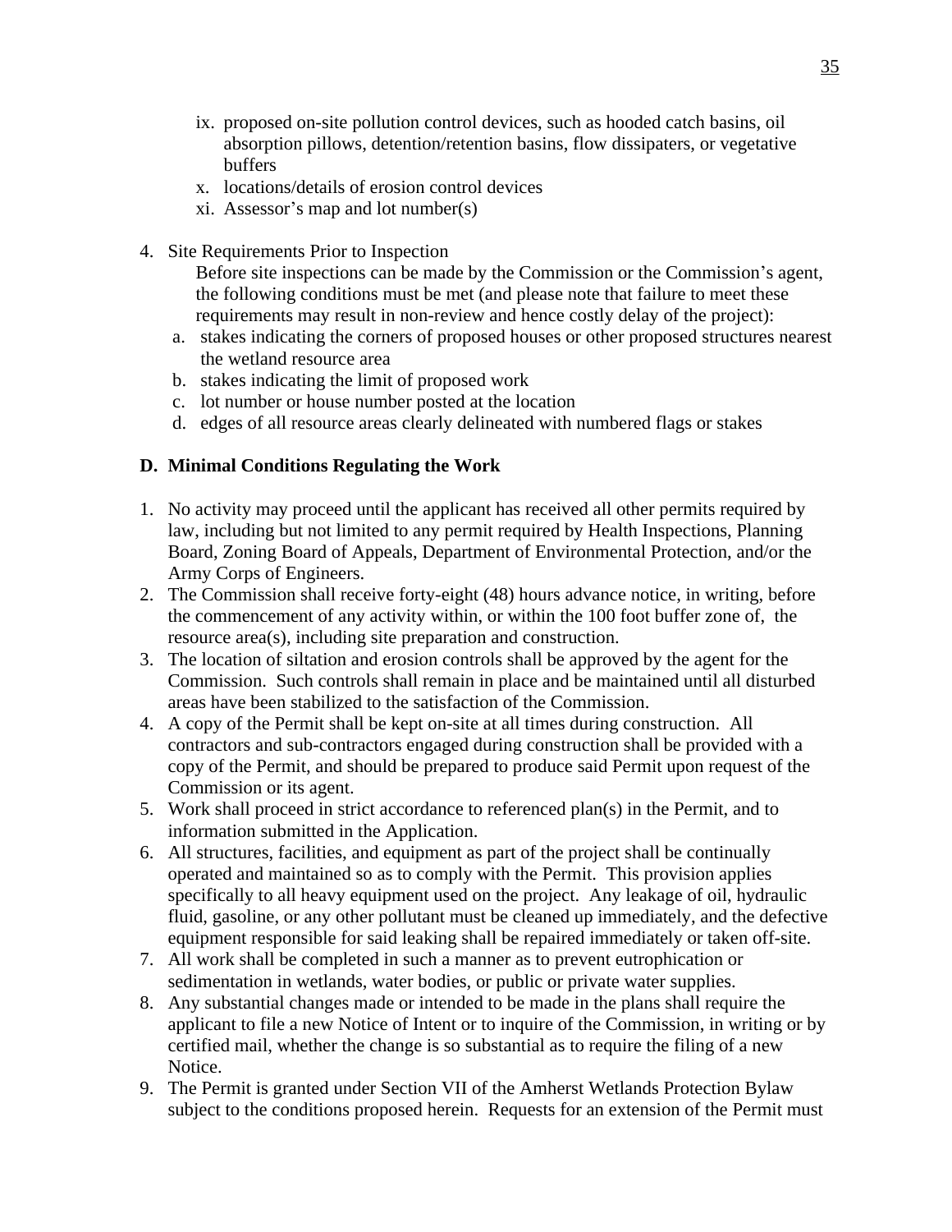ix. proposed on-site pollution control devices, such as hooded catch basins, oil absorption pillows, detention/retention basins, flow dissipaters, or vegetative buffers

x. locations/details of erosion control devices

xi. Assessor's map and lot number(s)

4. Site Requirements Prior to Inspection

   Before site inspections can be made by the Commission or the Commission's agent, the following conditions must be met (and please note that failure to meet these requirements may result in non-review and hence costly delay of the project):

   a. stakes indicating the corners of proposed houses or other proposed structures nearest the wetland resource area
   b. stakes indicating the limit of proposed work
   c. lot number or house number posted at the location
   d. edges of all resource areas clearly delineated with numbered flags or stakes

### D. Minimal Conditions Regulating the Work

1. No activity may proceed until the applicant has received all other permits required by law, including but not limited to any permit required by Health Inspections, Planning Board, Zoning Board of Appeals, Department of Environmental Protection, and/or the Army Corps of Engineers.
2. The Commission shall receive forty-eight (48) hours advance notice, in writing, before the commencement of any activity within, or within the 100 foot buffer zone of, the resource area(s), including site preparation and construction.
3. The location of siltation and erosion controls shall be approved by the agent for the Commission. Such controls shall remain in place and be maintained until all disturbed areas have been stabilized to the satisfaction of the Commission.
4. A copy of the Permit shall be kept on-site at all times during construction. All contractors and sub-contractors engaged during construction shall be provided with a copy of the Permit, and should be prepared to produce said Permit upon request of the Commission or its agent.
5. Work shall proceed in strict accordance to referenced plan(s) in the Permit, and to information submitted in the Application.
6. All structures, facilities, and equipment as part of the project shall be continually operated and maintained so as to comply with the Permit. This provision applies specifically to all heavy equipment used on the project. Any leakage of oil, hydraulic fluid, gasoline, or any other pollutant must be cleaned up immediately, and the defective equipment responsible for said leaking shall be repaired immediately or taken off-site.
7. All work shall be completed in such a manner as to prevent eutrophication or sedimentation in wetlands, water bodies, or public or private water supplies.
8. Any substantial changes made or intended to be made in the plans shall require the applicant to file a new Notice of Intent or to inquire of the Commission, in writing or by certified mail, whether the change is so substantial as to require the filing of a new Notice.
9. The Permit is granted under Section VII of the Amherst Wetlands Protection Bylaw subject to the conditions proposed herein. Requests for an extension of the Permit must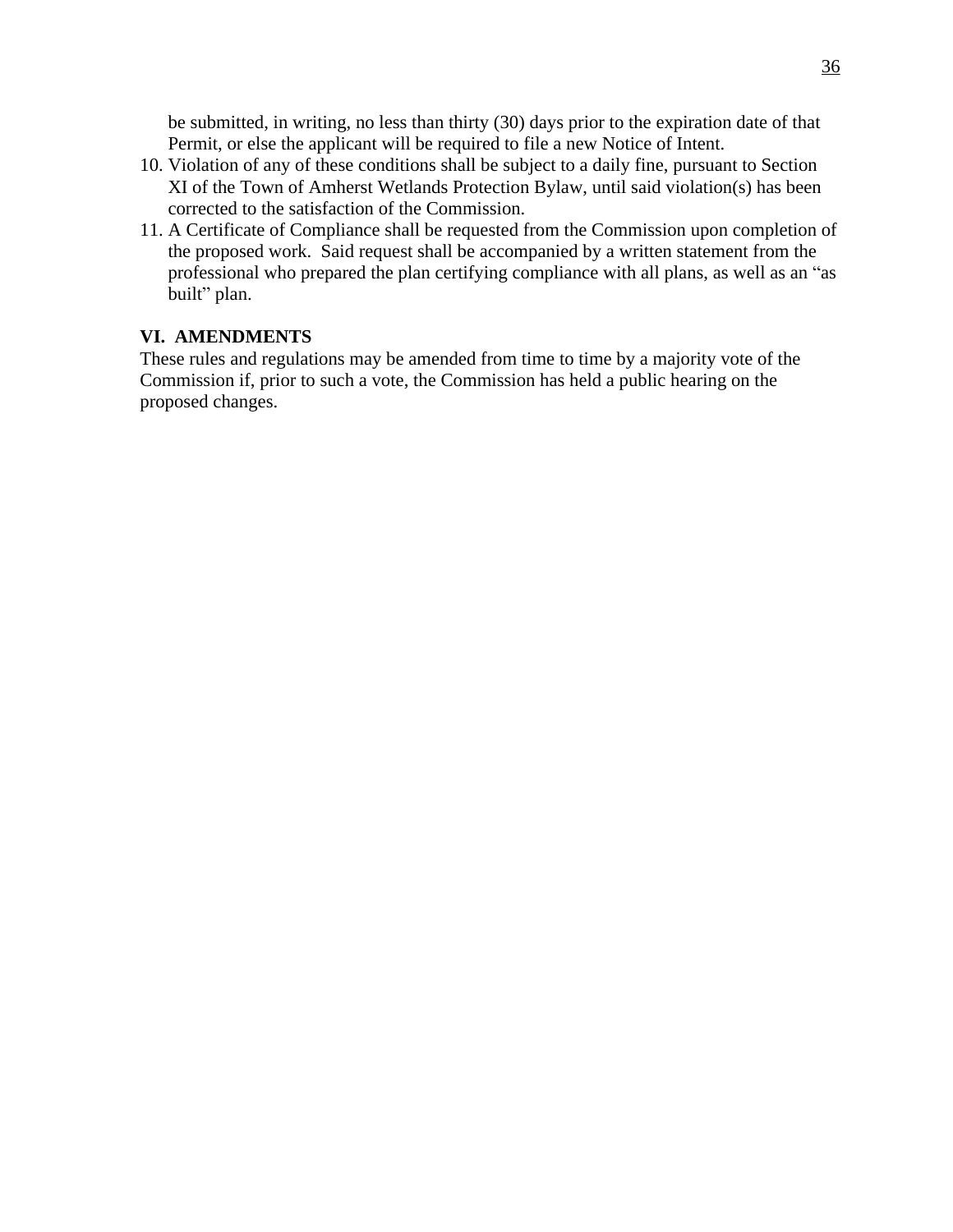be submitted, in writing, no less than thirty (30) days prior to the expiration date of that Permit, or else the applicant will be required to file a new Notice of Intent.

10. Violation of any of these conditions shall be subject to a daily fine, pursuant to Section XI of the Town of Amherst Wetlands Protection Bylaw, until said violation(s) has been corrected to the satisfaction of the Commission.
11. A Certificate of Compliance shall be requested from the Commission upon completion of the proposed work. Said request shall be accompanied by a written statement from the professional who prepared the plan certifying compliance with all plans, as well as an "as built" plan.

**VI. AMENDMENTS**

These rules and regulations may be amended from time to time by a majority vote of the Commission if, prior to such a vote, the Commission has held a public hearing on the proposed changes.